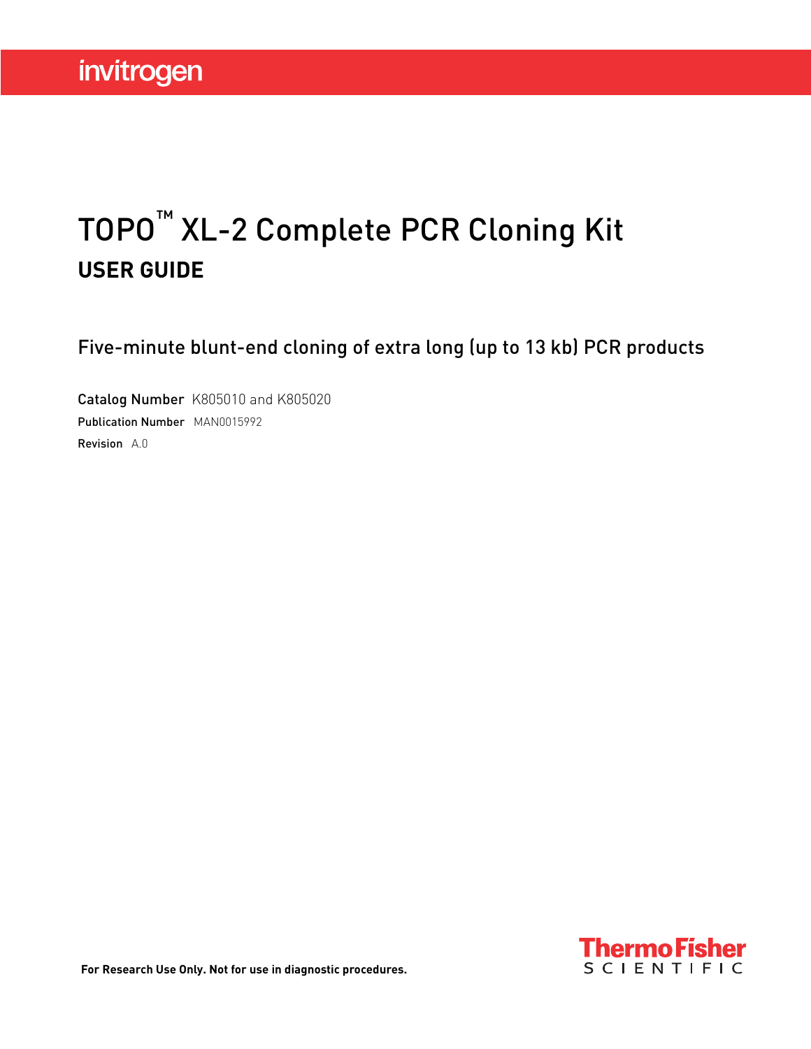invitrogen

# TOPO™ XL-2 Complete PCR Cloning Kit

## USER GUIDE

Five-minute blunt-end cloning of extra long (up to 13 kb) PCR products

**Catalog Number** K805010 and K805020

**Publication Number** MAN0015992

**Revision** A.0

Thermo Fisher SCIENTIFIC

**For Research Use Only. Not for use in diagnostic procedures.**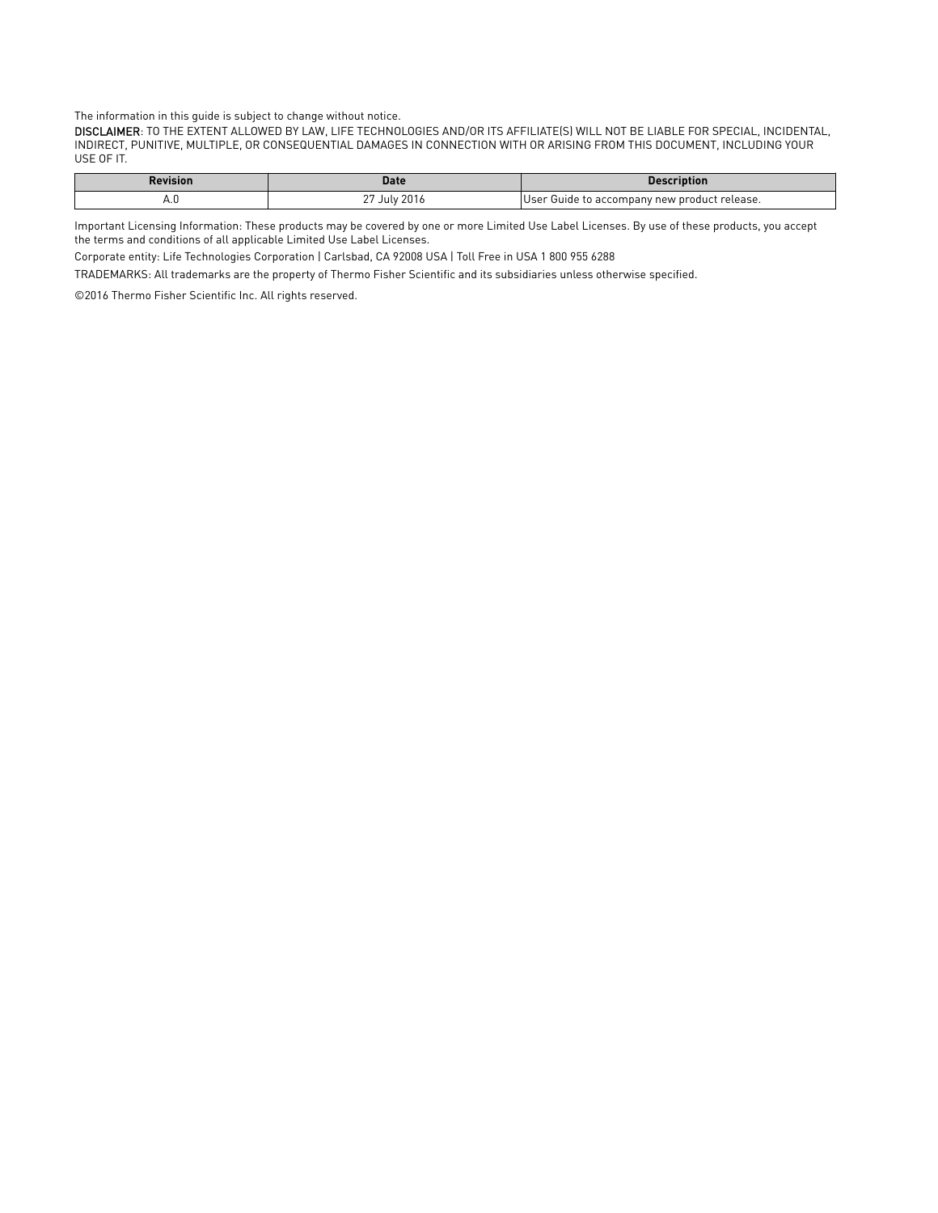The information in this guide is subject to change without notice.

**DISCLAIMER**: TO THE EXTENT ALLOWED BY LAW, LIFE TECHNOLOGIES AND/OR ITS AFFILIATE(S) WILL NOT BE LIABLE FOR SPECIAL, INCIDENTAL, INDIRECT, PUNITIVE, MULTIPLE, OR CONSEQUENTIAL DAMAGES IN CONNECTION WITH OR ARISING FROM THIS DOCUMENT, INCLUDING YOUR USE OF IT.

| Revision | Date | Description |
|---|---|---|
| A.0 | 27 July 2016 | User Guide to accompany new product release. |

Important Licensing Information: These products may be covered by one or more Limited Use Label Licenses. By use of these products, you accept the terms and conditions of all applicable Limited Use Label Licenses.

Corporate entity: Life Technologies Corporation | Carlsbad, CA 92008 USA | Toll Free in USA 1 800 955 6288

TRADEMARKS: All trademarks are the property of Thermo Fisher Scientific and its subsidiaries unless otherwise specified.

©2016 Thermo Fisher Scientific Inc. All rights reserved.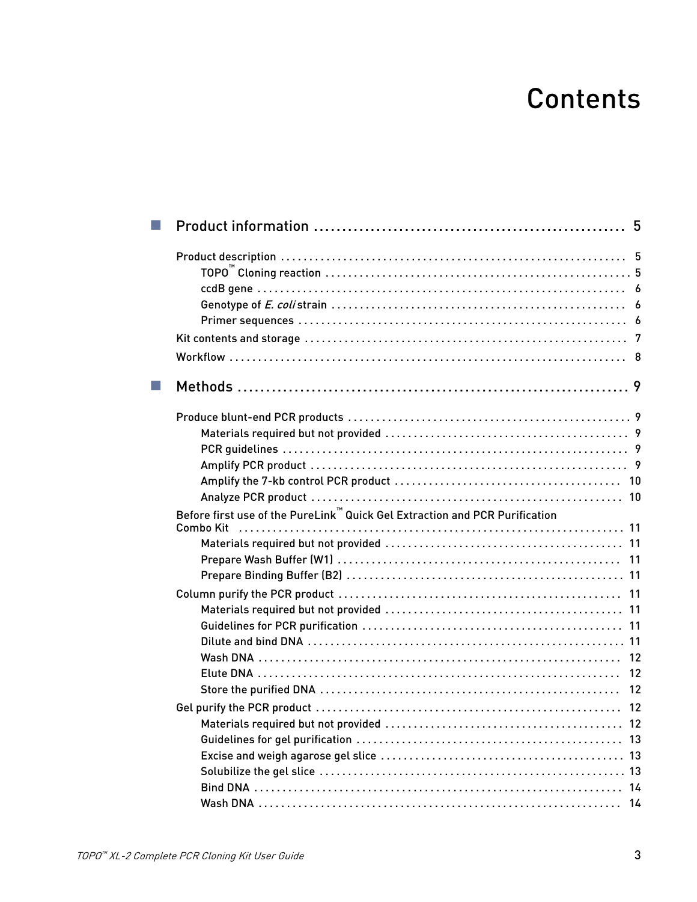# Contents

- **Product information** ...................................................... 5
  - Product description ...................................................... 5
    - TOPO™ Cloning reaction ...................................................... 5
    - ccdB gene ...................................................... 6
    - Genotype of *E. coli* strain ...................................................... 6
    - Primer sequences ...................................................... 6
  - Kit contents and storage ...................................................... 7
  - Workflow ...................................................... 8
- **Methods** ...................................................... 9
  - Produce blunt-end PCR products ...................................................... 9
    - Materials required but not provided ...................................................... 9
    - PCR guidelines ...................................................... 9
    - Amplify PCR product ...................................................... 9
    - Amplify the 7-kb control PCR product ...................................................... 10
    - Analyze PCR product ...................................................... 10
  - Before first use of the PureLink™ Quick Gel Extraction and PCR Purification Combo Kit ...................................................... 11
    - Materials required but not provided ...................................................... 11
    - Prepare Wash Buffer (W1) ...................................................... 11
    - Prepare Binding Buffer (B2) ...................................................... 11
  - Column purify the PCR product ...................................................... 11
    - Materials required but not provided ...................................................... 11
    - Guidelines for PCR purification ...................................................... 11
    - Dilute and bind DNA ...................................................... 11
    - Wash DNA ...................................................... 12
    - Elute DNA ...................................................... 12
    - Store the purified DNA ...................................................... 12
  - Gel purify the PCR product ...................................................... 12
    - Materials required but not provided ...................................................... 12
    - Guidelines for gel purification ...................................................... 13
    - Excise and weigh agarose gel slice ...................................................... 13
    - Solubilize the gel slice ...................................................... 13
    - Bind DNA ...................................................... 14
    - Wash DNA ...................................................... 14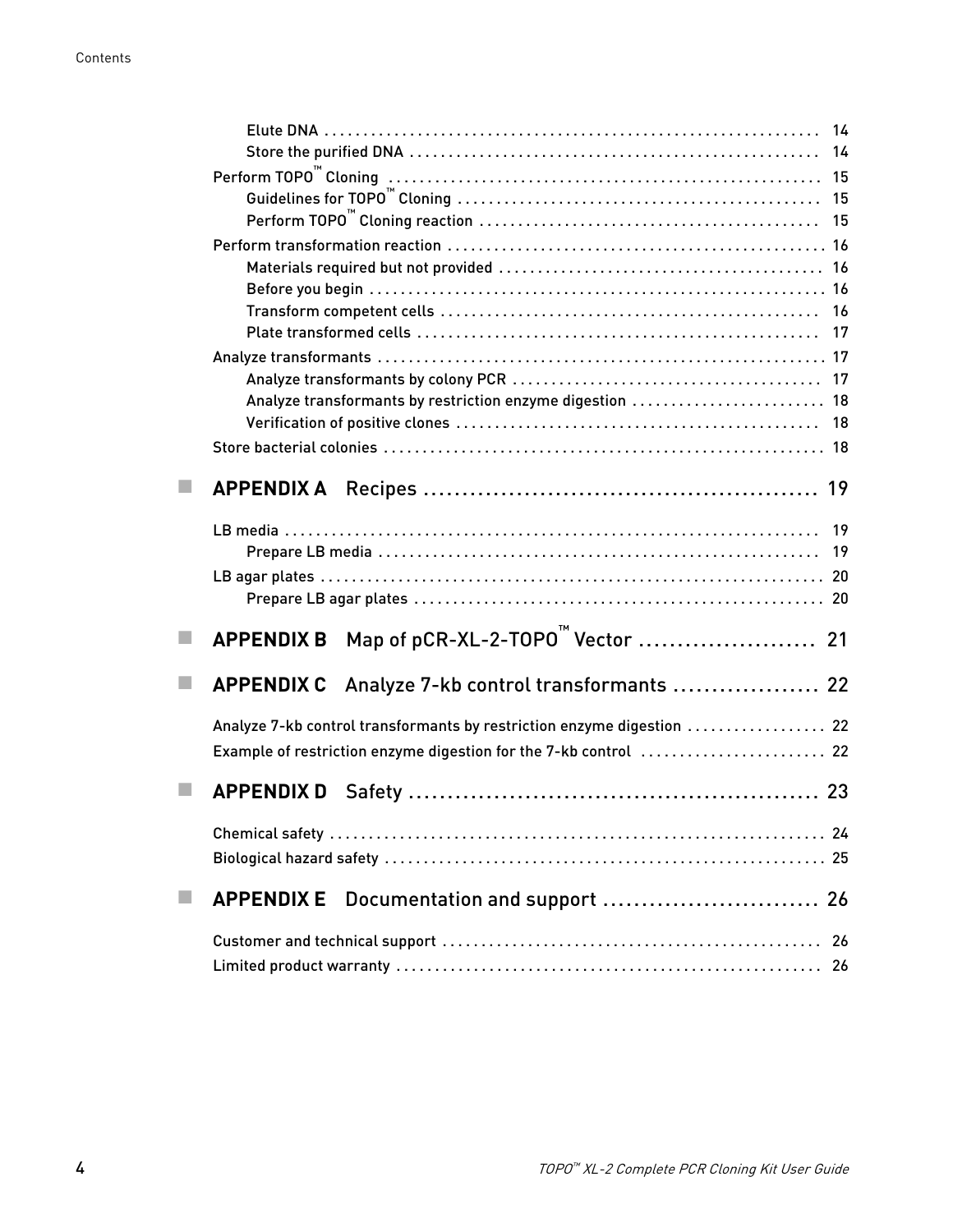- Elute DNA ..... 14
- Store the purified DNA ..... 14

Perform TOPO™ Cloning ..... 15

- Guidelines for TOPO™ Cloning ..... 15
- Perform TOPO™ Cloning reaction ..... 15

Perform transformation reaction ..... 16

- Materials required but not provided ..... 16
- Before you begin ..... 16
- Transform competent cells ..... 16
- Plate transformed cells ..... 17

Analyze transformants ..... 17

- Analyze transformants by colony PCR ..... 17
- Analyze transformants by restriction enzyme digestion ..... 18
- Verification of positive clones ..... 18

Store bacterial colonies ..... 18

## APPENDIX A Recipes ..... 19

LB media ..... 19

- Prepare LB media ..... 19

LB agar plates ..... 20

- Prepare LB agar plates ..... 20

## APPENDIX B Map of pCR-XL-2-TOPO™ Vector ..... 21

## APPENDIX C Analyze 7-kb control transformants ..... 22

Analyze 7-kb control transformants by restriction enzyme digestion ..... 22

Example of restriction enzyme digestion for the 7-kb control ..... 22

## APPENDIX D Safety ..... 23

Chemical safety ..... 24

Biological hazard safety ..... 25

## APPENDIX E Documentation and support ..... 26

Customer and technical support ..... 26

Limited product warranty ..... 26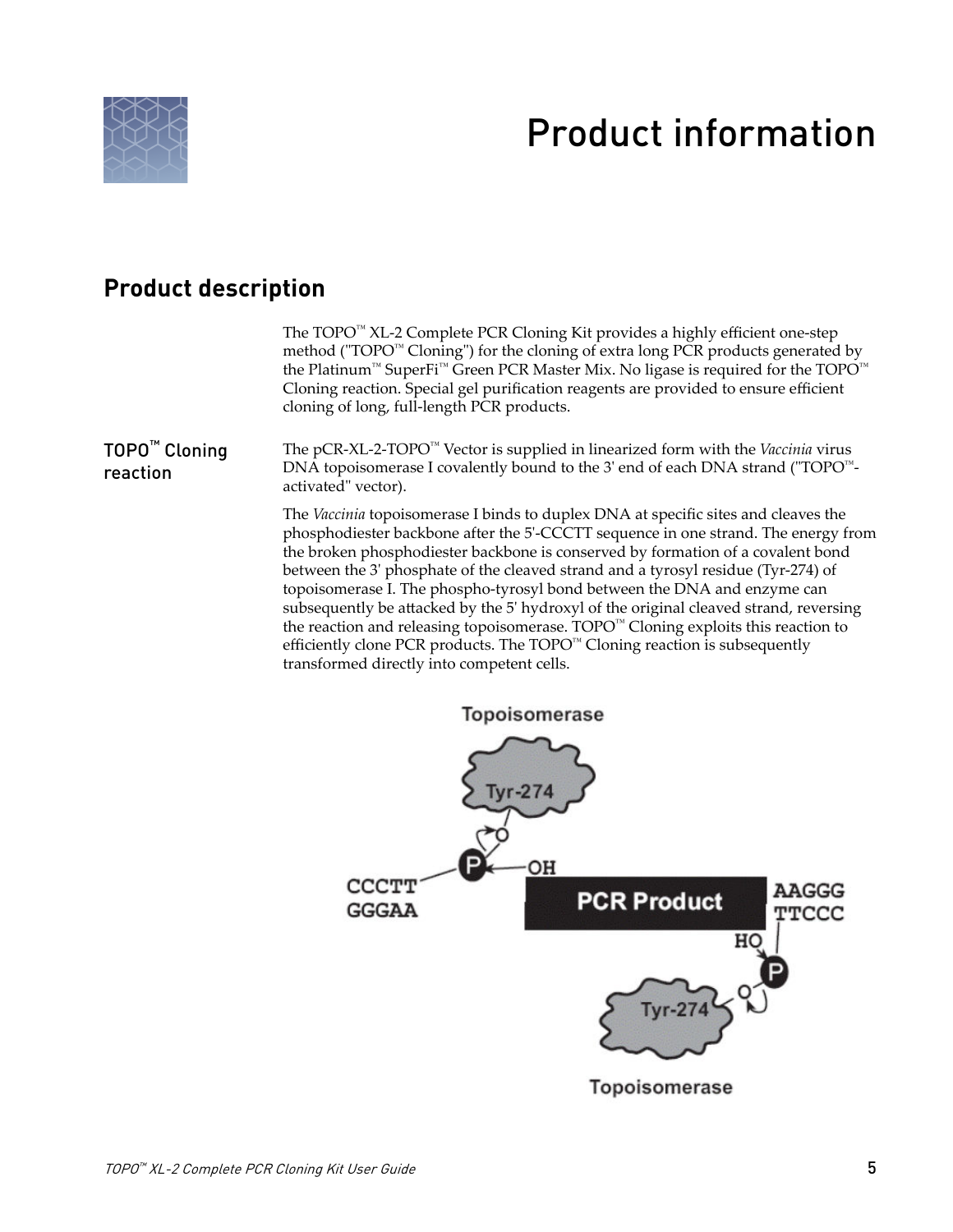# Product information

## Product description

The TOPO™ XL-2 Complete PCR Cloning Kit provides a highly efficient one-step method ("TOPO™ Cloning") for the cloning of extra long PCR products generated by the Platinum™ SuperFi™ Green PCR Master Mix. No ligase is required for the TOPO™ Cloning reaction. Special gel purification reagents are provided to ensure efficient cloning of long, full-length PCR products.

### TOPO™ Cloning reaction

The pCR-XL-2-TOPO™ Vector is supplied in linearized form with the *Vaccinia* virus DNA topoisomerase I covalently bound to the 3' end of each DNA strand ("TOPO™-activated" vector).

The *Vaccinia* topoisomerase I binds to duplex DNA at specific sites and cleaves the phosphodiester backbone after the 5'-CCCTT sequence in one strand. The energy from the broken phosphodiester backbone is conserved by formation of a covalent bond between the 3' phosphate of the cleaved strand and a tyrosyl residue (Tyr-274) of topoisomerase I. The phospho-tyrosyl bond between the DNA and enzyme can subsequently be attacked by the 5' hydroxyl of the original cleaved strand, reversing the reaction and releasing topoisomerase. TOPO™ Cloning exploits this reaction to efficiently clone PCR products. The TOPO™ Cloning reaction is subsequently transformed directly into competent cells.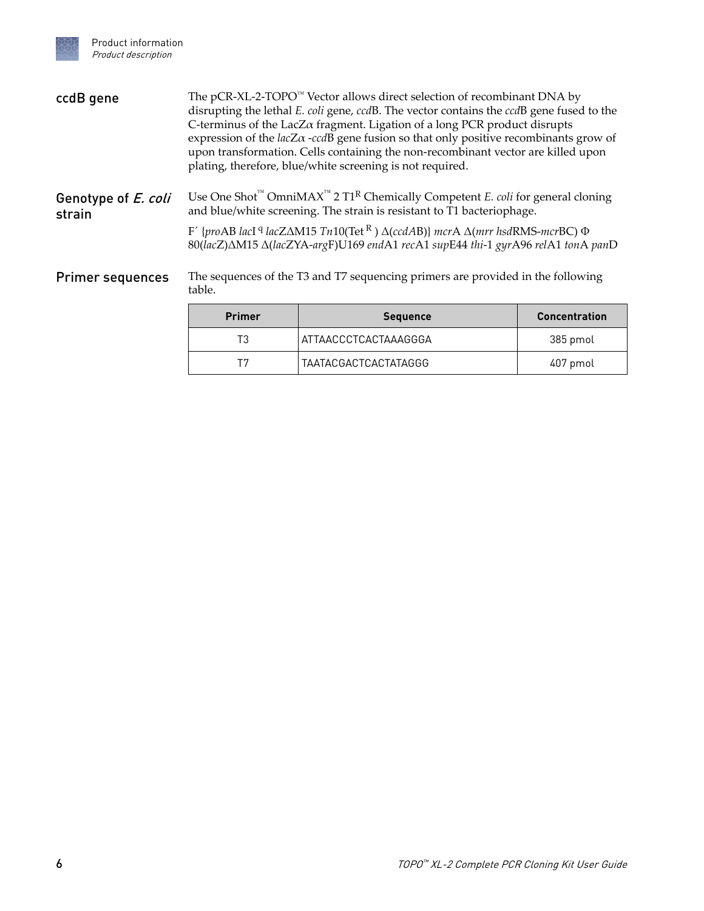## ccdB gene

The pCR-XL-2-TOPO™ Vector allows direct selection of recombinant DNA by disrupting the lethal *E. coli* gene, *ccd*B. The vector contains the *ccd*B gene fused to the C-terminus of the LacZα fragment. Ligation of a long PCR product disrupts expression of the *lac*Zα -*ccd*B gene fusion so that only positive recombinants grow of upon transformation. Cells containing the non-recombinant vector are killed upon plating, therefore, blue/white screening is not required.

## Genotype of *E. coli* strain

Use One Shot™ OmniMAX™ 2 T1$^{R}$ Chemically Competent *E. coli* for general cloning and blue/white screening. The strain is resistant to T1 bacteriophage.

F′ {*pro*AB *lac*I$^{q}$ *lac*ZΔM15 *Tn*10(Tet$^{R}$ ) Δ(*ccdA*B)} *mcr*A Δ(*mrr hsd*RMS-*mcr*BC) Φ 80(*lac*Z)ΔM15 Δ(*lac*ZYA-*arg*F)U169 *end*A1 *rec*A1 *sup*E44 *thi*-1 *gyr*A96 *rel*A1 *ton*A *pan*D

## Primer sequences

The sequences of the T3 and T7 sequencing primers are provided in the following table.

| Primer | Sequence | Concentration |
|---|---|---|
| T3 | ATTAACCCTCACTAAAGGGA | 385 pmol |
| T7 | TAATACGACTCACTATAGGG | 407 pmol |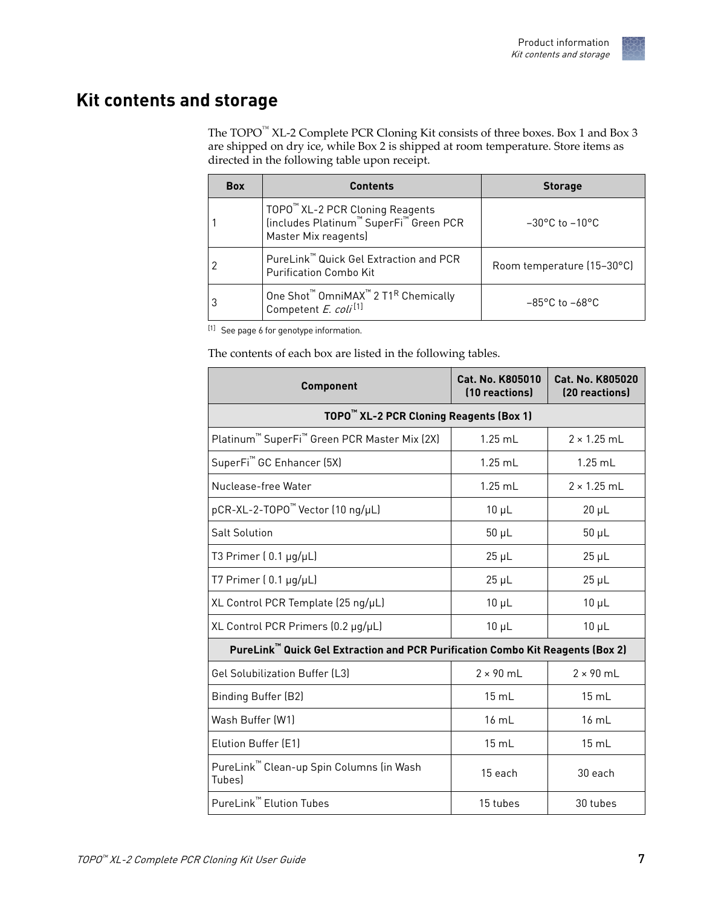## Kit contents and storage

The TOPO™ XL-2 Complete PCR Cloning Kit consists of three boxes. Box 1 and Box 3 are shipped on dry ice, while Box 2 is shipped at room temperature. Store items as directed in the following table upon receipt.

| Box | Contents | Storage |
|---|---|---|
| 1 | TOPO™ XL-2 PCR Cloning Reagents (includes Platinum™ SuperFi™ Green PCR Master Mix reagents) | –30°C to –10°C |
| 2 | PureLink™ Quick Gel Extraction and PCR Purification Combo Kit | Room temperature (15–30°C) |
| 3 | One Shot™ OmniMAX™ 2 T1$^R$ Chemically Competent *E. coli* [1] | –85°C to –68°C |

[1] See page 6 for genotype information.

The contents of each box are listed in the following tables.

| Component | Cat. No. K805010 (10 reactions) | Cat. No. K805020 (20 reactions) |
|---|---|---|
| **TOPO™ XL-2 PCR Cloning Reagents (Box 1)** | | |
| Platinum™ SuperFi™ Green PCR Master Mix (2X) | 1.25 mL | 2 × 1.25 mL |
| SuperFi™ GC Enhancer (5X) | 1.25 mL | 1.25 mL |
| Nuclease-free Water | 1.25 mL | 2 × 1.25 mL |
| pCR-XL-2-TOPO™ Vector (10 ng/µL) | 10 µL | 20 µL |
| Salt Solution | 50 µL | 50 µL |
| T3 Primer ( 0.1 µg/µL) | 25 µL | 25 µL |
| T7 Primer ( 0.1 µg/µL) | 25 µL | 25 µL |
| XL Control PCR Template (25 ng/µL) | 10 µL | 10 µL |
| XL Control PCR Primers (0.2 µg/µL) | 10 µL | 10 µL |
| **PureLink™ Quick Gel Extraction and PCR Purification Combo Kit Reagents (Box 2)** | | |
| Gel Solubilization Buffer (L3) | 2 × 90 mL | 2 × 90 mL |
| Binding Buffer (B2) | 15 mL | 15 mL |
| Wash Buffer (W1) | 16 mL | 16 mL |
| Elution Buffer (E1) | 15 mL | 15 mL |
| PureLink™ Clean-up Spin Columns (in Wash Tubes) | 15 each | 30 each |
| PureLink™ Elution Tubes | 15 tubes | 30 tubes |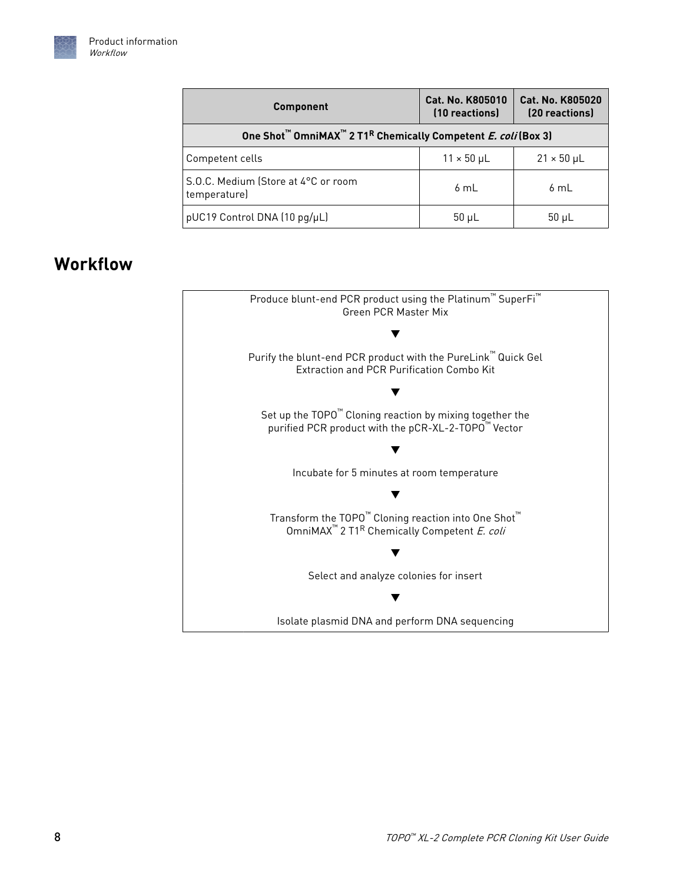| Component | Cat. No. K805010 (10 reactions) | Cat. No. K805020 (20 reactions) |
| --- | --- | --- |
| **One Shot™ OmniMAX™ 2 T1$^R$ Chemically Competent *E. coli* (Box 3)** | | |
| Competent cells | 11 × 50 µL | 21 × 50 µL |
| S.O.C. Medium (Store at 4°C or room temperature) | 6 mL | 6 mL |
| pUC19 Control DNA (10 pg/µL) | 50 µL | 50 µL |

## Workflow

Produce blunt-end PCR product using the Platinum™ SuperFi™ Green PCR Master Mix

▼

Purify the blunt-end PCR product with the PureLink™ Quick Gel Extraction and PCR Purification Combo Kit

▼

Set up the TOPO™ Cloning reaction by mixing together the purified PCR product with the pCR-XL-2-TOPO™ Vector

▼

Incubate for 5 minutes at room temperature

▼

Transform the TOPO™ Cloning reaction into One Shot™ OmniMAX™ 2 T1$^R$ Chemically Competent *E. coli*

▼

Select and analyze colonies for insert

▼

Isolate plasmid DNA and perform DNA sequencing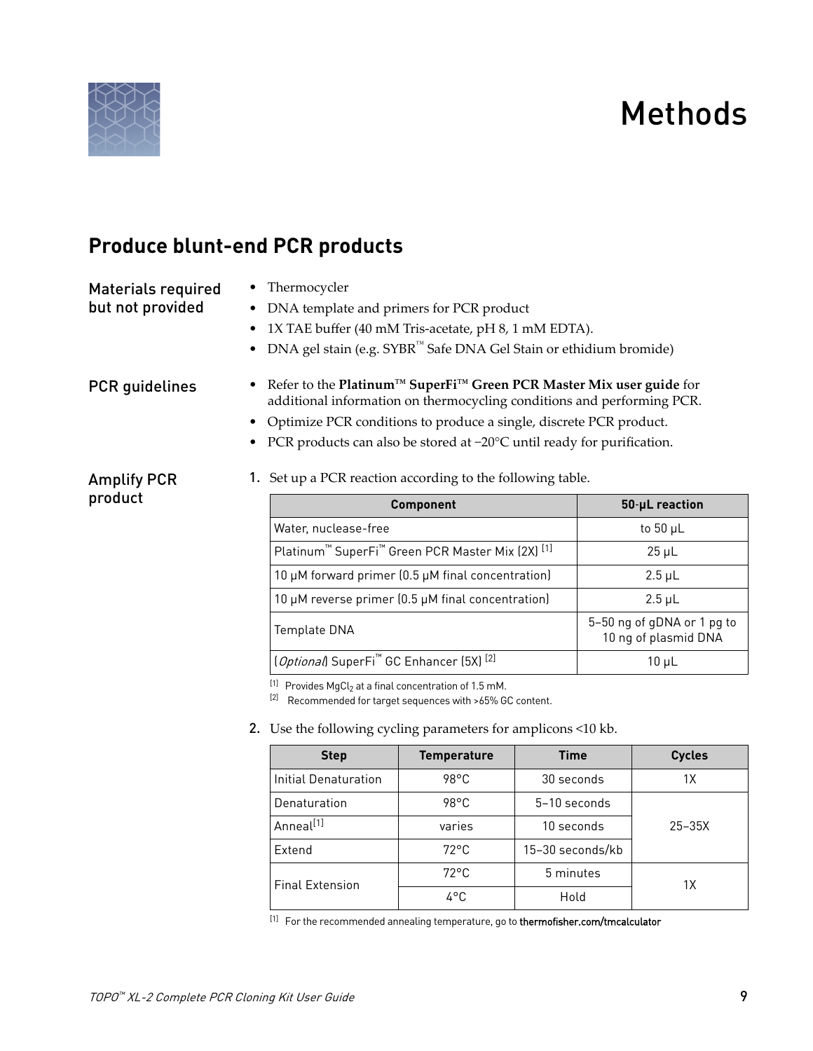# Methods

## Produce blunt-end PCR products

### Materials required but not provided

- Thermocycler
- DNA template and primers for PCR product
- 1X TAE buffer (40 mM Tris-acetate, pH 8, 1 mM EDTA).
- DNA gel stain (e.g. SYBR™ Safe DNA Gel Stain or ethidium bromide)

### PCR guidelines

- Refer to the **Platinum™ SuperFi™ Green PCR Master Mix user guide** for additional information on thermocycling conditions and performing PCR.
- Optimize PCR conditions to produce a single, discrete PCR product.
- PCR products can also be stored at −20°C until ready for purification.

### Amplify PCR product

1. Set up a PCR reaction according to the following table.

| Component | 50-µL reaction |
|---|---|
| Water, nuclease-free | to 50 µL |
| Platinum™ SuperFi™ Green PCR Master Mix (2X) [1] | 25 µL |
| 10 µM forward primer (0.5 µM final concentration) | 2.5 µL |
| 10 µM reverse primer (0.5 µM final concentration) | 2.5 µL |
| Template DNA | 5–50 ng of gDNA or 1 pg to 10 ng of plasmid DNA |
| (*Optional*) SuperFi™ GC Enhancer (5X) [2] | 10 µL |

[1] Provides $MgCl_2$ at a final concentration of 1.5 mM.
[2] Recommended for target sequences with >65% GC content.

2. Use the following cycling parameters for amplicons <10 kb.

| Step | Temperature | Time | Cycles |
|---|---|---|---|
| Initial Denaturation | 98°C | 30 seconds | 1X |
| Denaturation | 98°C | 5–10 seconds | 25–35X |
| Anneal[1] | varies | 10 seconds | |
| Extend | 72°C | 15–30 seconds/kb | |
| Final Extension | 72°C | 5 minutes | 1X |
| | 4°C | Hold | |

[1] For the recommended annealing temperature, go to thermofisher.com/tmcalculator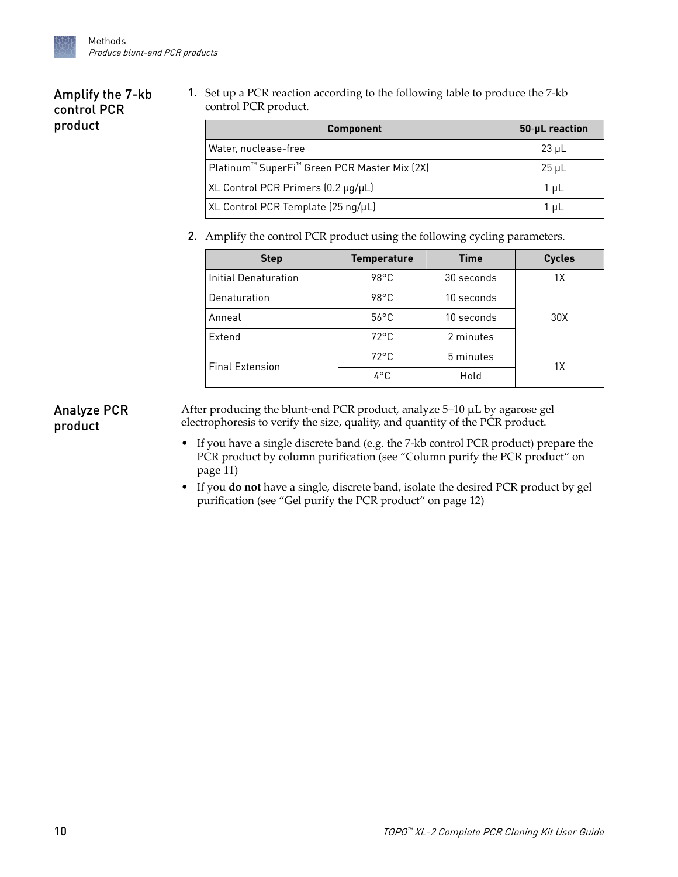## Amplify the 7-kb control PCR product

1. Set up a PCR reaction according to the following table to produce the 7-kb control PCR product.

| Component | 50-µL reaction |
|---|---|
| Water, nuclease-free | 23 µL |
| Platinum™ SuperFi™ Green PCR Master Mix (2X) | 25 µL |
| XL Control PCR Primers (0.2 µg/µL) | 1 µL |
| XL Control PCR Template (25 ng/µL) | 1 µL |

2. Amplify the control PCR product using the following cycling parameters.

| Step | Temperature | Time | Cycles |
|---|---|---|---|
| Initial Denaturation | 98°C | 30 seconds | 1X |
| Denaturation | 98°C | 10 seconds | 30X |
| Anneal | 56°C | 10 seconds | |
| Extend | 72°C | 2 minutes | |
| Final Extension | 72°C | 5 minutes | 1X |
| | 4°C | Hold | |

## Analyze PCR product

After producing the blunt-end PCR product, analyze 5–10 µL by agarose gel electrophoresis to verify the size, quality, and quantity of the PCR product.

- If you have a single discrete band (e.g. the 7-kb control PCR product) prepare the PCR product by column purification (see "Column purify the PCR product" on page 11)
- If you **do not** have a single, discrete band, isolate the desired PCR product by gel purification (see "Gel purify the PCR product" on page 12)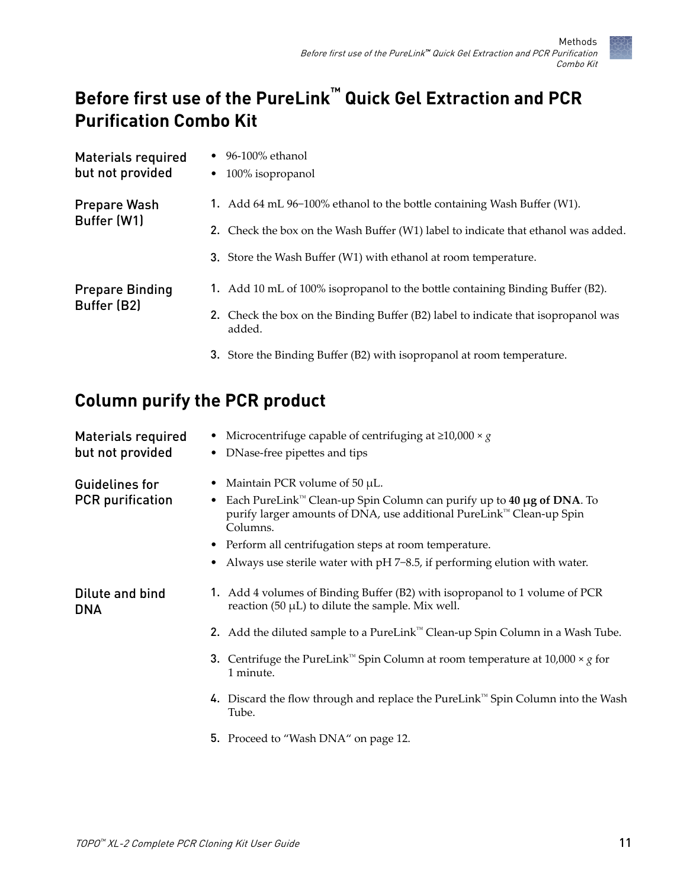## Before first use of the PureLink™ Quick Gel Extraction and PCR Purification Combo Kit

### Materials required but not provided

- 96-100% ethanol
- 100% isopropanol

### Prepare Wash Buffer (W1)

1. Add 64 mL 96–100% ethanol to the bottle containing Wash Buffer (W1).
2. Check the box on the Wash Buffer (W1) label to indicate that ethanol was added.
3. Store the Wash Buffer (W1) with ethanol at room temperature.

### Prepare Binding Buffer (B2)

1. Add 10 mL of 100% isopropanol to the bottle containing Binding Buffer (B2).
2. Check the box on the Binding Buffer (B2) label to indicate that isopropanol was added.
3. Store the Binding Buffer (B2) with isopropanol at room temperature.

## Column purify the PCR product

### Materials required but not provided

- Microcentrifuge capable of centrifuging at ≥10,000 × *g*
- DNase-free pipettes and tips

### Guidelines for PCR purification

- Maintain PCR volume of 50 µL.
- Each PureLink™ Clean-up Spin Column can purify up to **40 µg of DNA**. To purify larger amounts of DNA, use additional PureLink™ Clean-up Spin Columns.
- Perform all centrifugation steps at room temperature.
- Always use sterile water with pH 7–8.5, if performing elution with water.

### Dilute and bind DNA

1. Add 4 volumes of Binding Buffer (B2) with isopropanol to 1 volume of PCR reaction (50 µL) to dilute the sample. Mix well.
2. Add the diluted sample to a PureLink™ Clean-up Spin Column in a Wash Tube.
3. Centrifuge the PureLink™ Spin Column at room temperature at 10,000 × *g* for 1 minute.
4. Discard the flow through and replace the PureLink™ Spin Column into the Wash Tube.
5. Proceed to "Wash DNA" on page 12.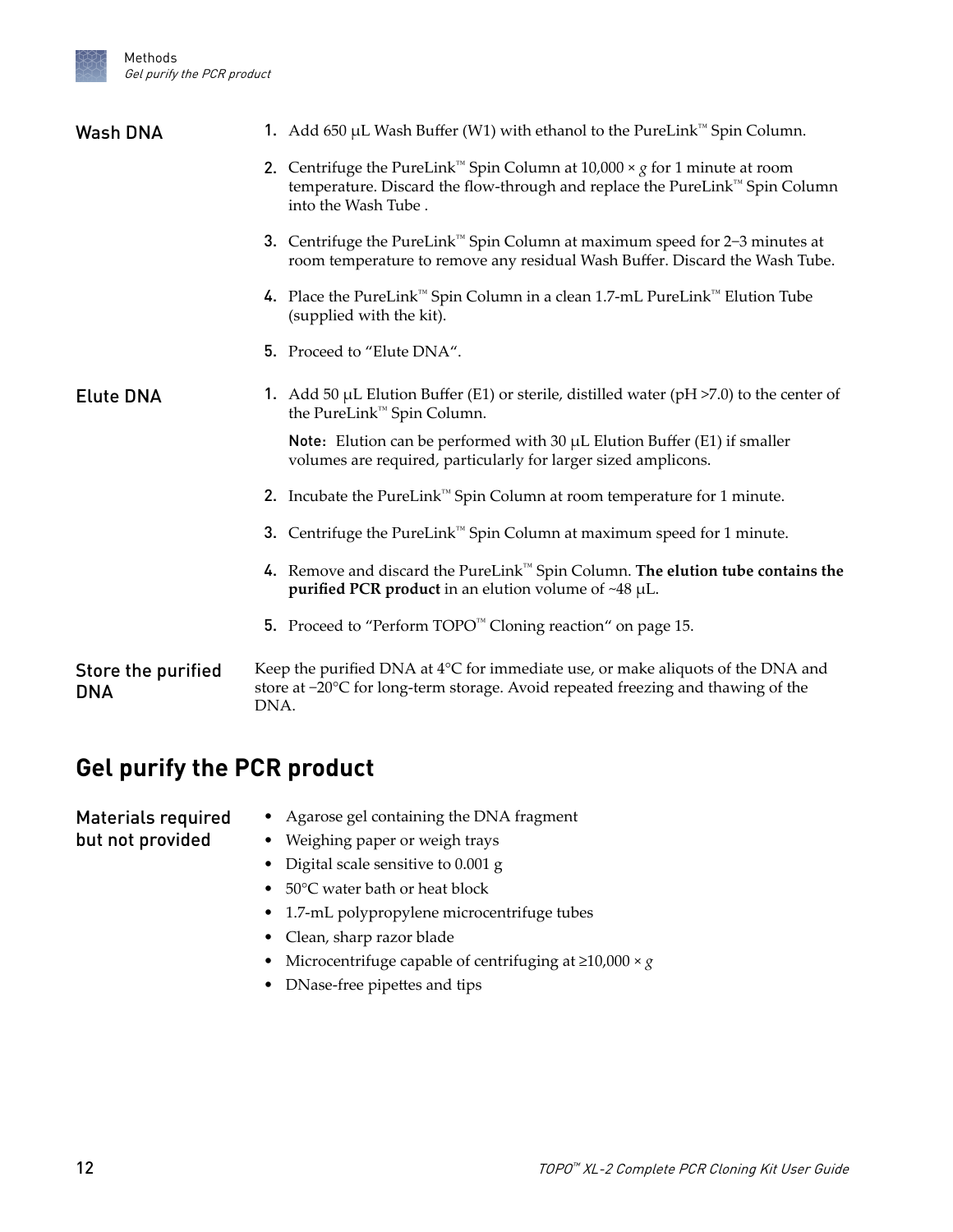### Wash DNA

1. Add 650 µL Wash Buffer (W1) with ethanol to the PureLink™ Spin Column.
2. Centrifuge the PureLink™ Spin Column at 10,000 × *g* for 1 minute at room temperature. Discard the flow-through and replace the PureLink™ Spin Column into the Wash Tube .
3. Centrifuge the PureLink™ Spin Column at maximum speed for 2–3 minutes at room temperature to remove any residual Wash Buffer. Discard the Wash Tube.
4. Place the PureLink™ Spin Column in a clean 1.7-mL PureLink™ Elution Tube (supplied with the kit).
5. Proceed to "Elute DNA".

### Elute DNA

1. Add 50 µL Elution Buffer (E1) or sterile, distilled water (pH >7.0) to the center of the PureLink™ Spin Column.

   Note: Elution can be performed with 30 µL Elution Buffer (E1) if smaller volumes are required, particularly for larger sized amplicons.

2. Incubate the PureLink™ Spin Column at room temperature for 1 minute.
3. Centrifuge the PureLink™ Spin Column at maximum speed for 1 minute.
4. Remove and discard the PureLink™ Spin Column. **The elution tube contains the purified PCR product** in an elution volume of ~48 µL.
5. Proceed to "Perform TOPO™ Cloning reaction" on page 15.

### Store the purified DNA

Keep the purified DNA at 4°C for immediate use, or make aliquots of the DNA and store at −20°C for long-term storage. Avoid repeated freezing and thawing of the DNA.

## Gel purify the PCR product

### Materials required but not provided

- Agarose gel containing the DNA fragment
- Weighing paper or weigh trays
- Digital scale sensitive to 0.001 g
- 50°C water bath or heat block
- 1.7-mL polypropylene microcentrifuge tubes
- Clean, sharp razor blade
- Microcentrifuge capable of centrifuging at ≥10,000 × *g*
- DNase-free pipettes and tips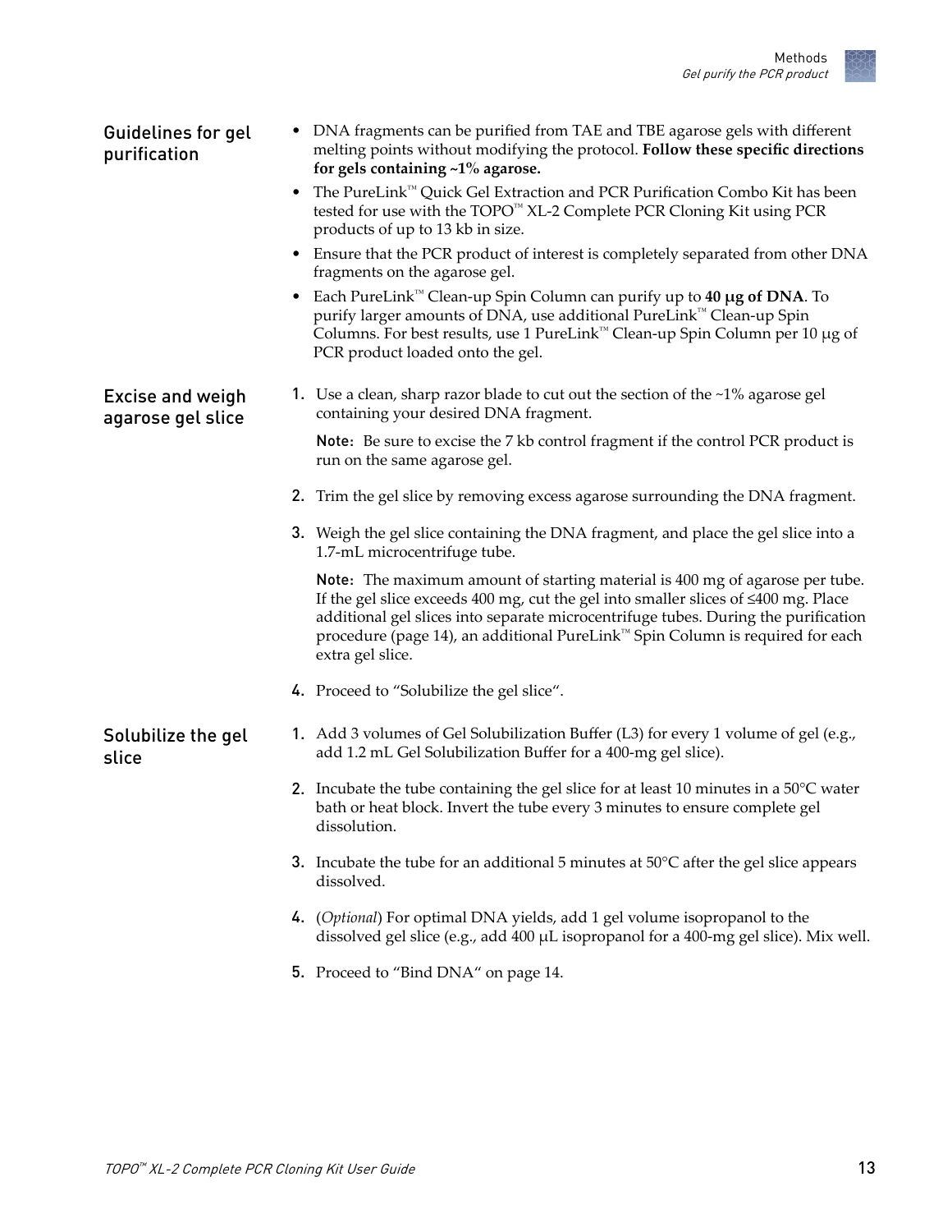## Guidelines for gel purification

- DNA fragments can be purified from TAE and TBE agarose gels with different melting points without modifying the protocol. **Follow these specific directions for gels containing ~1% agarose.**
- The PureLink™ Quick Gel Extraction and PCR Purification Combo Kit has been tested for use with the TOPO™ XL-2 Complete PCR Cloning Kit using PCR products of up to 13 kb in size.
- Ensure that the PCR product of interest is completely separated from other DNA fragments on the agarose gel.
- Each PureLink™ Clean-up Spin Column can purify up to **40 µg of DNA**. To purify larger amounts of DNA, use additional PureLink™ Clean-up Spin Columns. For best results, use 1 PureLink™ Clean-up Spin Column per 10 µg of PCR product loaded onto the gel.

## Excise and weigh agarose gel slice

1. Use a clean, sharp razor blade to cut out the section of the ~1% agarose gel containing your desired DNA fragment.

   Note: Be sure to excise the 7 kb control fragment if the control PCR product is run on the same agarose gel.

2. Trim the gel slice by removing excess agarose surrounding the DNA fragment.

3. Weigh the gel slice containing the DNA fragment, and place the gel slice into a 1.7-mL microcentrifuge tube.

   Note: The maximum amount of starting material is 400 mg of agarose per tube. If the gel slice exceeds 400 mg, cut the gel into smaller slices of ≤400 mg. Place additional gel slices into separate microcentrifuge tubes. During the purification procedure (page 14), an additional PureLink™ Spin Column is required for each extra gel slice.

4. Proceed to "Solubilize the gel slice".

## Solubilize the gel slice

1. Add 3 volumes of Gel Solubilization Buffer (L3) for every 1 volume of gel (e.g., add 1.2 mL Gel Solubilization Buffer for a 400-mg gel slice).

2. Incubate the tube containing the gel slice for at least 10 minutes in a 50°C water bath or heat block. Invert the tube every 3 minutes to ensure complete gel dissolution.

3. Incubate the tube for an additional 5 minutes at 50°C after the gel slice appears dissolved.

4. (*Optional*) For optimal DNA yields, add 1 gel volume isopropanol to the dissolved gel slice (e.g., add 400 µL isopropanol for a 400-mg gel slice). Mix well.

5. Proceed to "Bind DNA" on page 14.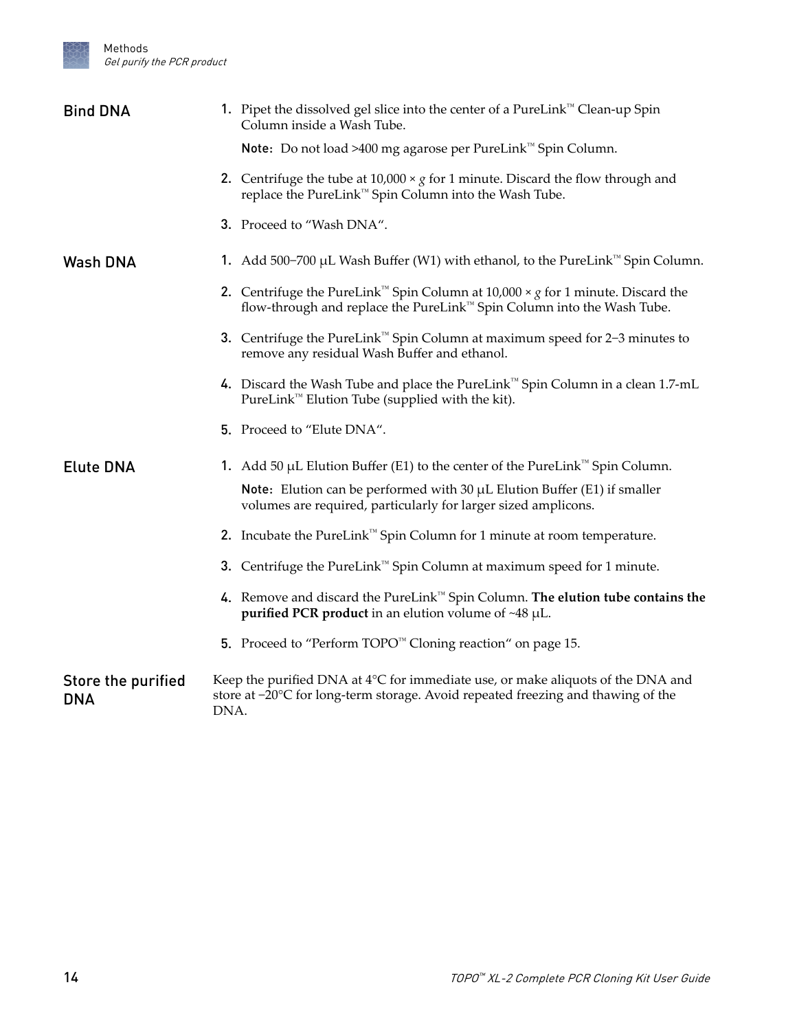## Bind DNA

1. Pipet the dissolved gel slice into the center of a PureLink™ Clean-up Spin Column inside a Wash Tube.

   **Note:** Do not load >400 mg agarose per PureLink™ Spin Column.

2. Centrifuge the tube at 10,000 × *g* for 1 minute. Discard the flow through and replace the PureLink™ Spin Column into the Wash Tube.
3. Proceed to "Wash DNA".

## Wash DNA

1. Add 500–700 µL Wash Buffer (W1) with ethanol, to the PureLink™ Spin Column.
2. Centrifuge the PureLink™ Spin Column at 10,000 × *g* for 1 minute. Discard the flow-through and replace the PureLink™ Spin Column into the Wash Tube.
3. Centrifuge the PureLink™ Spin Column at maximum speed for 2–3 minutes to remove any residual Wash Buffer and ethanol.
4. Discard the Wash Tube and place the PureLink™ Spin Column in a clean 1.7-mL PureLink™ Elution Tube (supplied with the kit).
5. Proceed to "Elute DNA".

## Elute DNA

1. Add 50 µL Elution Buffer (E1) to the center of the PureLink™ Spin Column.

   **Note:** Elution can be performed with 30 µL Elution Buffer (E1) if smaller volumes are required, particularly for larger sized amplicons.

2. Incubate the PureLink™ Spin Column for 1 minute at room temperature.
3. Centrifuge the PureLink™ Spin Column at maximum speed for 1 minute.
4. Remove and discard the PureLink™ Spin Column. **The elution tube contains the purified PCR product** in an elution volume of ~48 µL.
5. Proceed to "Perform TOPO™ Cloning reaction" on page 15.

## Store the purified DNA

Keep the purified DNA at 4°C for immediate use, or make aliquots of the DNA and store at −20°C for long-term storage. Avoid repeated freezing and thawing of the DNA.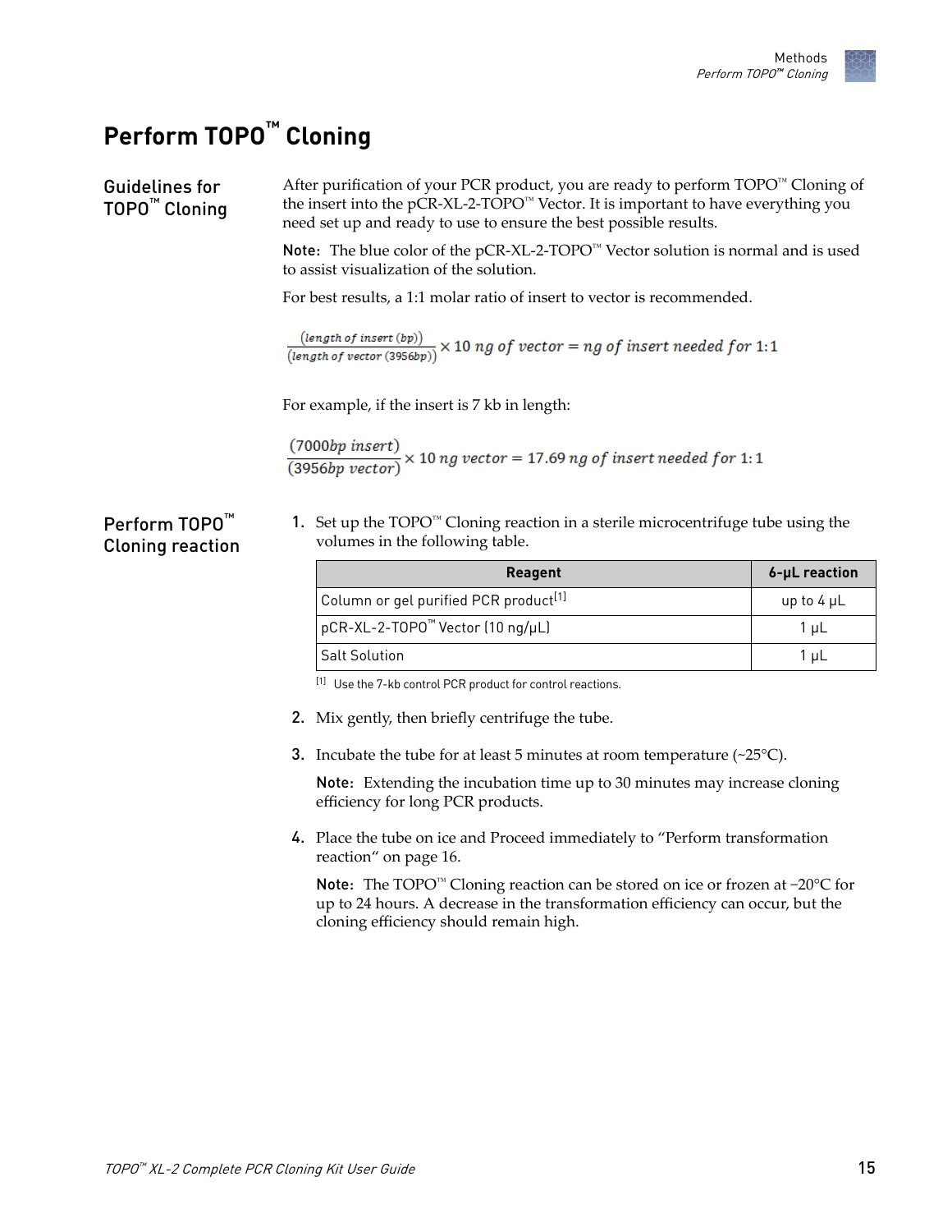# Perform TOPO™ Cloning

## Guidelines for TOPO™ Cloning

After purification of your PCR product, you are ready to perform TOPO™ Cloning of the insert into the pCR-XL-2-TOPO™ Vector. It is important to have everything you need set up and ready to use to ensure the best possible results.

**Note:** The blue color of the pCR-XL-2-TOPO™ Vector solution is normal and is used to assist visualization of the solution.

For best results, a 1:1 molar ratio of insert to vector is recommended.

$$\frac{(length\ of\ insert\ (bp))}{(length\ of\ vector\ (3956bp))} \times 10\ ng\ of\ vector = ng\ of\ insert\ needed\ for\ 1{:}1$$

For example, if the insert is 7 kb in length:

$$\frac{(7000bp\ insert)}{(3956bp\ vector)} \times 10\ ng\ vector = 17.69\ ng\ of\ insert\ needed\ for\ 1{:}1$$

## Perform TOPO™ Cloning reaction

1. Set up the TOPO™ Cloning reaction in a sterile microcentrifuge tube using the volumes in the following table.

| Reagent | 6-µL reaction |
|---|---|
| Column or gel purified PCR product[1] | up to 4 µL |
| pCR-XL-2-TOPO™ Vector (10 ng/µL) | 1 µL |
| Salt Solution | 1 µL |

[1] Use the 7-kb control PCR product for control reactions.

2. Mix gently, then briefly centrifuge the tube.

3. Incubate the tube for at least 5 minutes at room temperature (~25°C).

   **Note:** Extending the incubation time up to 30 minutes may increase cloning efficiency for long PCR products.

4. Place the tube on ice and Proceed immediately to "Perform transformation reaction" on page 16.

   **Note:** The TOPO™ Cloning reaction can be stored on ice or frozen at –20°C for up to 24 hours. A decrease in the transformation efficiency can occur, but the cloning efficiency should remain high.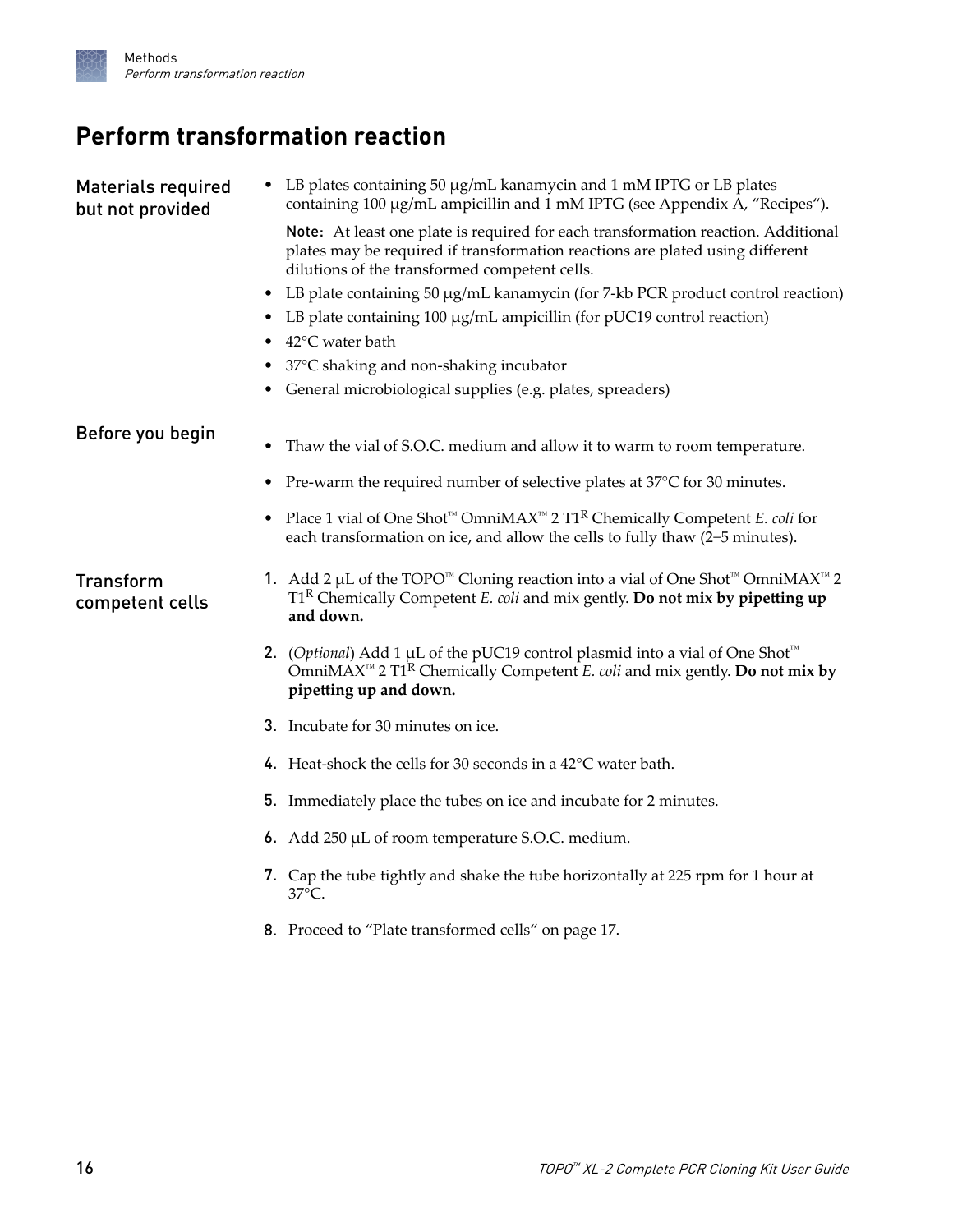# Perform transformation reaction

## Materials required but not provided

- LB plates containing 50 μg/mL kanamycin and 1 mM IPTG or LB plates containing 100 μg/mL ampicillin and 1 mM IPTG (see Appendix A, "Recipes").

  **Note:** At least one plate is required for each transformation reaction. Additional plates may be required if transformation reactions are plated using different dilutions of the transformed competent cells.

- LB plate containing 50 μg/mL kanamycin (for 7-kb PCR product control reaction)
- LB plate containing 100 μg/mL ampicillin (for pUC19 control reaction)
- 42°C water bath
- 37°C shaking and non-shaking incubator
- General microbiological supplies (e.g. plates, spreaders)

## Before you begin

- Thaw the vial of S.O.C. medium and allow it to warm to room temperature.
- Pre-warm the required number of selective plates at 37°C for 30 minutes.
- Place 1 vial of One Shot™ OmniMAX™ 2 $T1^R$ Chemically Competent *E. coli* for each transformation on ice, and allow the cells to fully thaw (2–5 minutes).

## Transform competent cells

1. Add 2 μL of the TOPO™ Cloning reaction into a vial of One Shot™ OmniMAX™ 2 $T1^R$ Chemically Competent *E. coli* and mix gently. **Do not mix by pipetting up and down.**
2. (*Optional*) Add 1 μL of the pUC19 control plasmid into a vial of One Shot™ OmniMAX™ 2 $T1^R$ Chemically Competent *E. coli* and mix gently. **Do not mix by pipetting up and down.**
3. Incubate for 30 minutes on ice.
4. Heat-shock the cells for 30 seconds in a 42°C water bath.
5. Immediately place the tubes on ice and incubate for 2 minutes.
6. Add 250 μL of room temperature S.O.C. medium.
7. Cap the tube tightly and shake the tube horizontally at 225 rpm for 1 hour at 37°C.
8. Proceed to "Plate transformed cells" on page 17.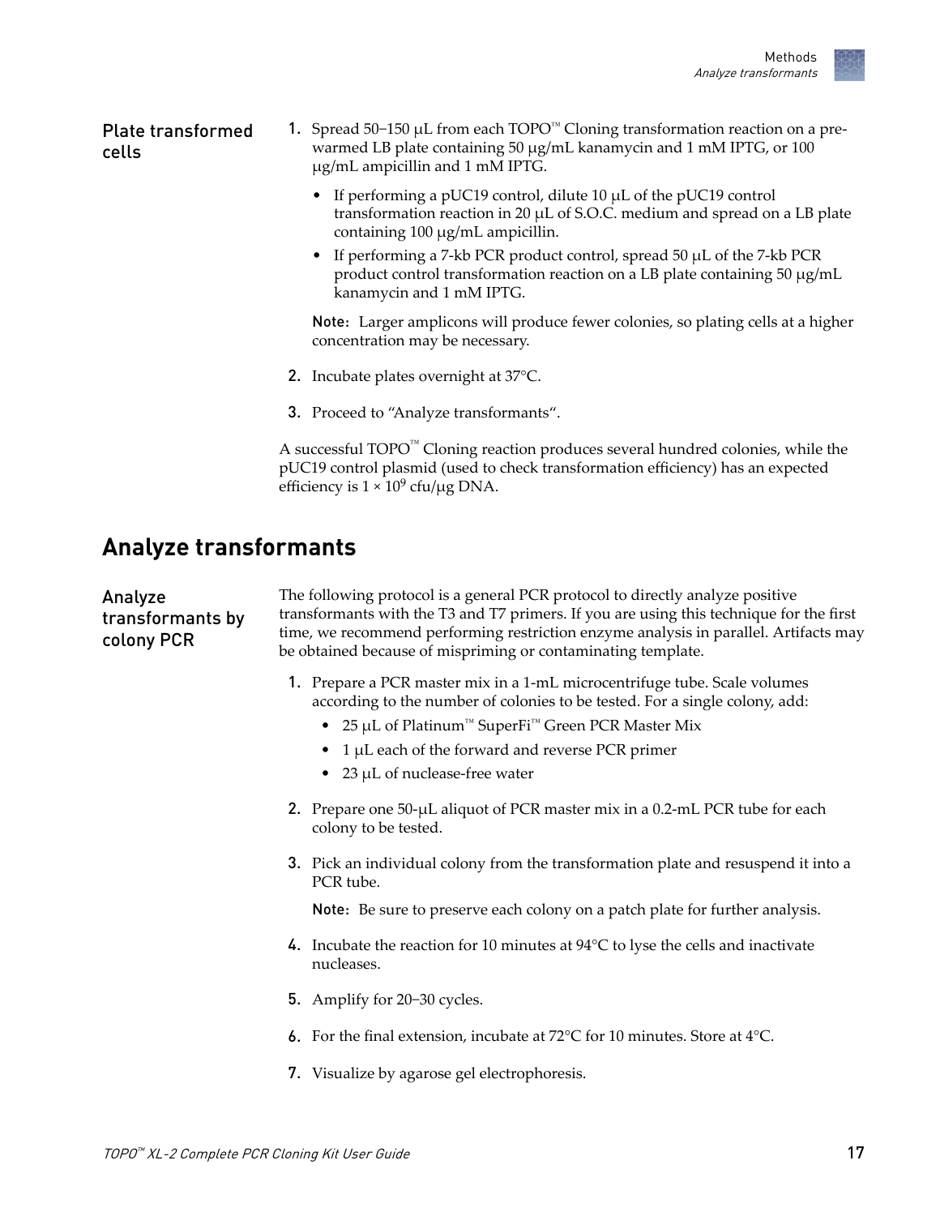### Plate transformed cells

1. Spread 50–150 µL from each TOPO™ Cloning transformation reaction on a pre-warmed LB plate containing 50 µg/mL kanamycin and 1 mM IPTG, or 100 µg/mL ampicillin and 1 mM IPTG.
   - If performing a pUC19 control, dilute 10 µL of the pUC19 control transformation reaction in 20 µL of S.O.C. medium and spread on a LB plate containing 100 µg/mL ampicillin.
   - If performing a 7-kb PCR product control, spread 50 µL of the 7-kb PCR product control transformation reaction on a LB plate containing 50 µg/mL kanamycin and 1 mM IPTG.

   **Note:** Larger amplicons will produce fewer colonies, so plating cells at a higher concentration may be necessary.

2. Incubate plates overnight at 37°C.
3. Proceed to "Analyze transformants".

A successful TOPO™ Cloning reaction produces several hundred colonies, while the pUC19 control plasmid (used to check transformation efficiency) has an expected efficiency is $1 \times 10^9$ cfu/µg DNA.

## Analyze transformants

### Analyze transformants by colony PCR

The following protocol is a general PCR protocol to directly analyze positive transformants with the T3 and T7 primers. If you are using this technique for the first time, we recommend performing restriction enzyme analysis in parallel. Artifacts may be obtained because of mispriming or contaminating template.

1. Prepare a PCR master mix in a 1-mL microcentrifuge tube. Scale volumes according to the number of colonies to be tested. For a single colony, add:
   - 25 µL of Platinum™ SuperFi™ Green PCR Master Mix
   - 1 µL each of the forward and reverse PCR primer
   - 23 µL of nuclease-free water
2. Prepare one 50-µL aliquot of PCR master mix in a 0.2-mL PCR tube for each colony to be tested.
3. Pick an individual colony from the transformation plate and resuspend it into a PCR tube.

   **Note:** Be sure to preserve each colony on a patch plate for further analysis.

4. Incubate the reaction for 10 minutes at 94°C to lyse the cells and inactivate nucleases.
5. Amplify for 20–30 cycles.
6. For the final extension, incubate at 72°C for 10 minutes. Store at 4°C.
7. Visualize by agarose gel electrophoresis.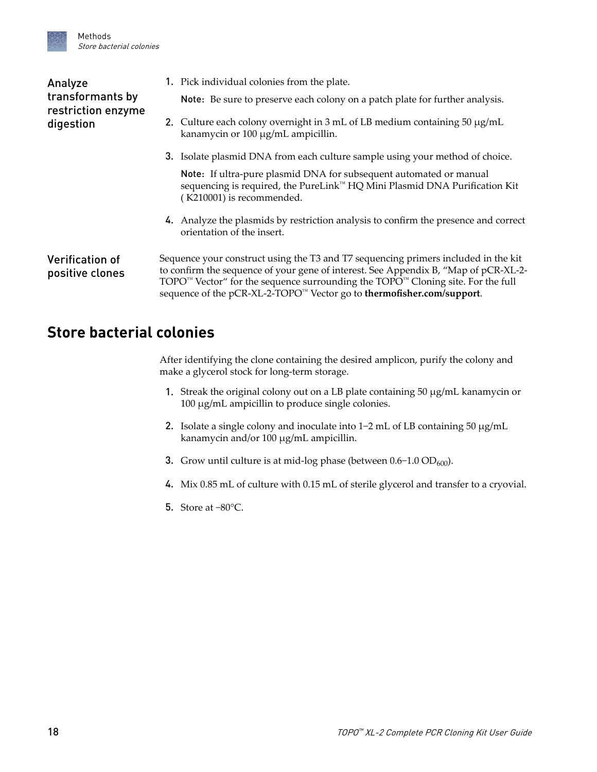### Analyze transformants by restriction enzyme digestion

1. Pick individual colonies from the plate.

   **Note:** Be sure to preserve each colony on a patch plate for further analysis.

2. Culture each colony overnight in 3 mL of LB medium containing 50 µg/mL kanamycin or 100 µg/mL ampicillin.

3. Isolate plasmid DNA from each culture sample using your method of choice.

   **Note:** If ultra-pure plasmid DNA for subsequent automated or manual sequencing is required, the PureLink™ HQ Mini Plasmid DNA Purification Kit ( K210001) is recommended.

4. Analyze the plasmids by restriction analysis to confirm the presence and correct orientation of the insert.

### Verification of positive clones

Sequence your construct using the T3 and T7 sequencing primers included in the kit to confirm the sequence of your gene of interest. See Appendix B, "Map of pCR-XL-2-TOPO™ Vector" for the sequence surrounding the TOPO™ Cloning site. For the full sequence of the pCR-XL-2-TOPO™ Vector go to **thermofisher.com/support**.

## Store bacterial colonies

After identifying the clone containing the desired amplicon, purify the colony and make a glycerol stock for long-term storage.

1. Streak the original colony out on a LB plate containing 50 µg/mL kanamycin or 100 µg/mL ampicillin to produce single colonies.

2. Isolate a single colony and inoculate into 1–2 mL of LB containing 50 µg/mL kanamycin and/or 100 µg/mL ampicillin.

3. Grow until culture is at mid-log phase (between 0.6–1.0 $OD_{600}$).

4. Mix 0.85 mL of culture with 0.15 mL of sterile glycerol and transfer to a cryovial.

5. Store at −80°C.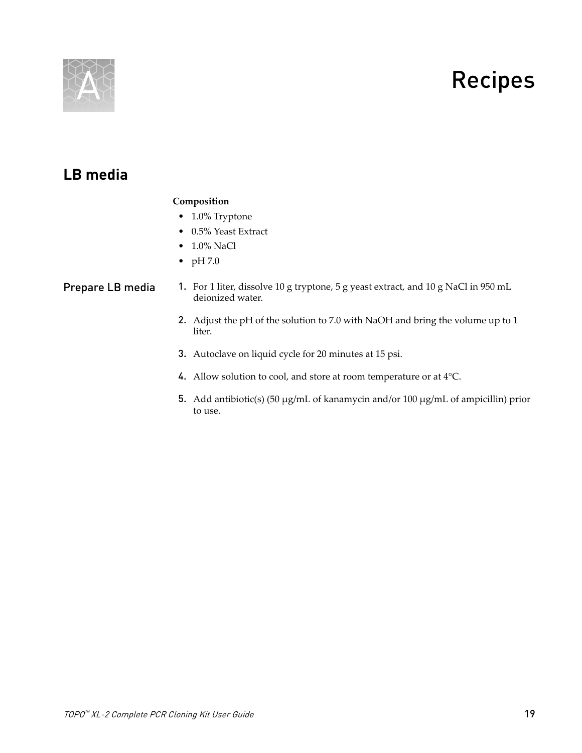# A Recipes

## LB media

**Composition**

- 1.0% Tryptone
- 0.5% Yeast Extract
- 1.0% NaCl
- pH 7.0

### Prepare LB media

1. For 1 liter, dissolve 10 g tryptone, 5 g yeast extract, and 10 g NaCl in 950 mL deionized water.
2. Adjust the pH of the solution to 7.0 with NaOH and bring the volume up to 1 liter.
3. Autoclave on liquid cycle for 20 minutes at 15 psi.
4. Allow solution to cool, and store at room temperature or at 4°C.
5. Add antibiotic(s) (50 µg/mL of kanamycin and/or 100 µg/mL of ampicillin) prior to use.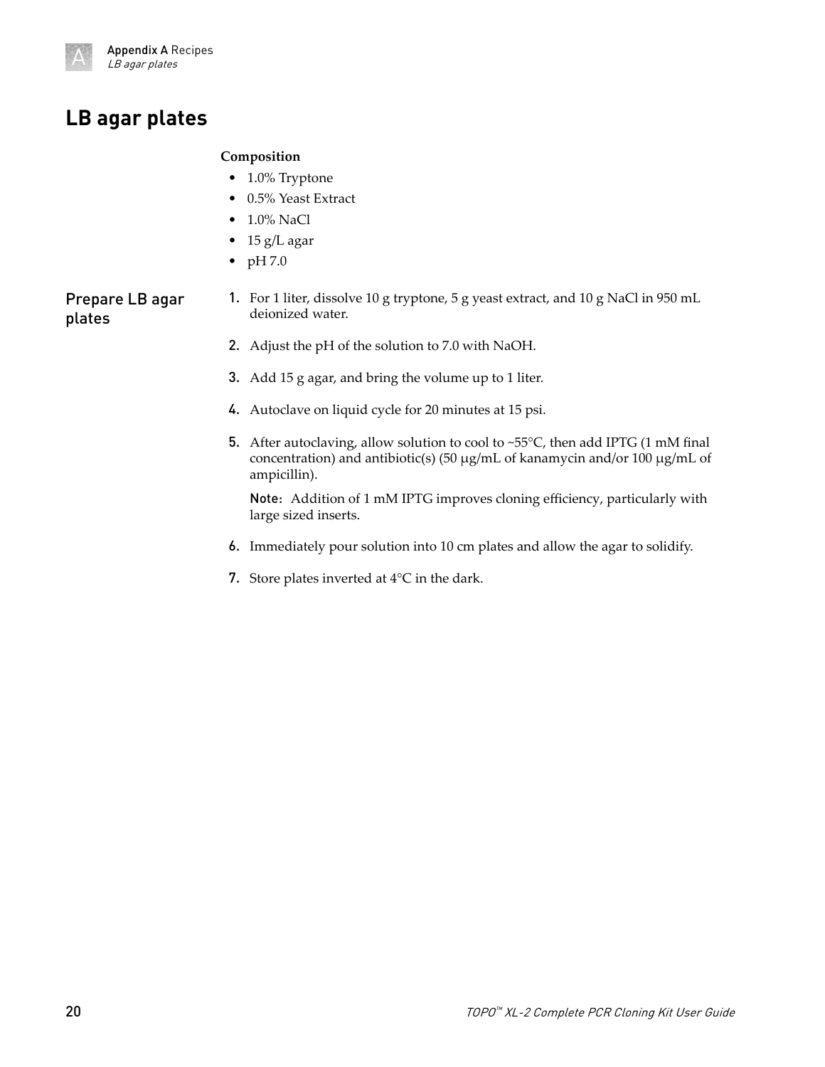# LB agar plates

**Composition**

- 1.0% Tryptone
- 0.5% Yeast Extract
- 1.0% NaCl
- 15 g/L agar
- pH 7.0

## Prepare LB agar plates

1. For 1 liter, dissolve 10 g tryptone, 5 g yeast extract, and 10 g NaCl in 950 mL deionized water.
2. Adjust the pH of the solution to 7.0 with NaOH.
3. Add 15 g agar, and bring the volume up to 1 liter.
4. Autoclave on liquid cycle for 20 minutes at 15 psi.
5. After autoclaving, allow solution to cool to ~55°C, then add IPTG (1 mM final concentration) and antibiotic(s) (50 µg/mL of kanamycin and/or 100 µg/mL of ampicillin).

   **Note:** Addition of 1 mM IPTG improves cloning efficiency, particularly with large sized inserts.

6. Immediately pour solution into 10 cm plates and allow the agar to solidify.
7. Store plates inverted at 4°C in the dark.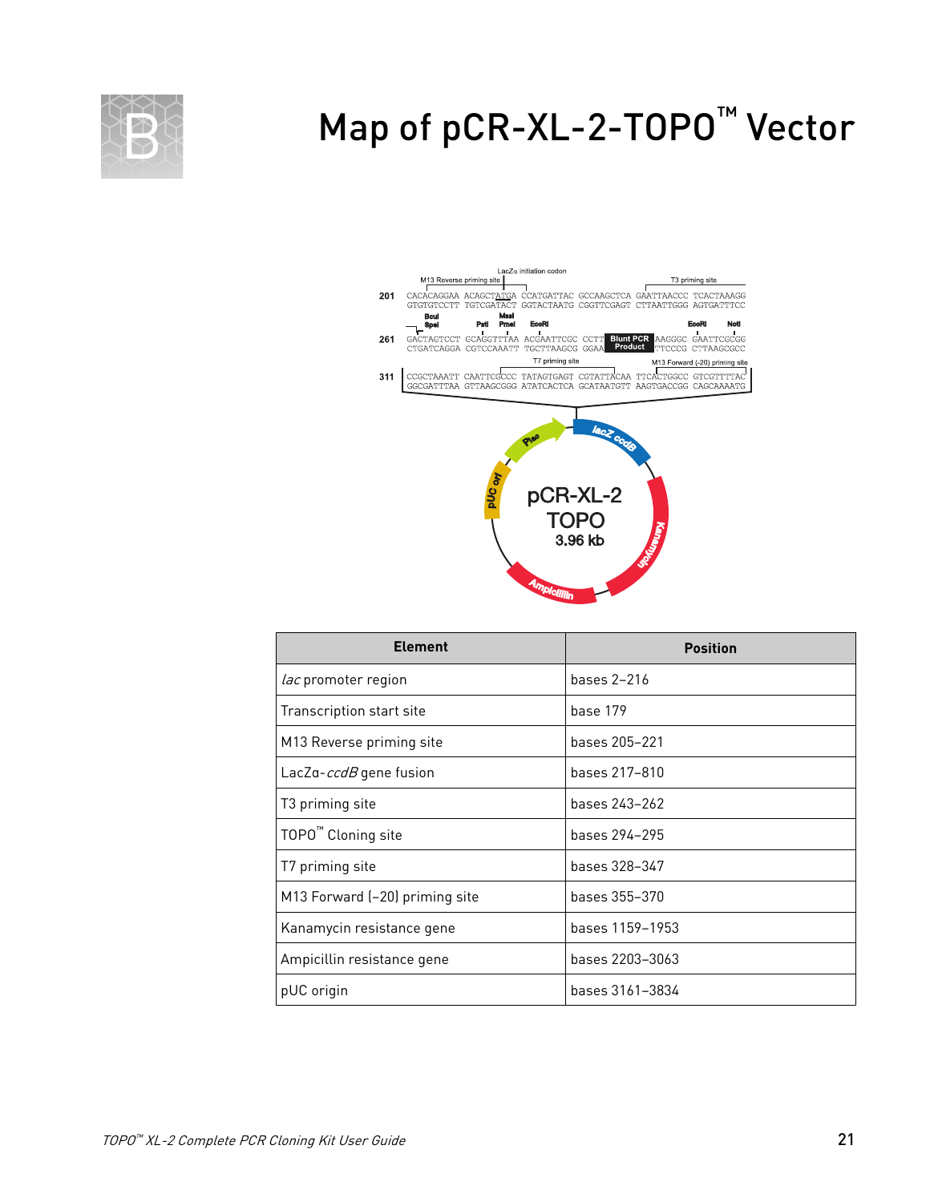# Map of pCR-XL-2-TOPO™ Vector

```
                 M13 Reverse priming site    LacZα initiation codon                          T3 priming site
201  CACACAGGAA ACAGCTATGA CCATGATTAC GCCAAGCTCA GAATTAACCC TCACTAAAGG
     GTGTGTCCTT TGTCGATACT GGTACTAATG CGGTTCGAGT CTTAATTGGG AGTGATTTCC

       BcuI
       SpeI          PstI  MssI
                           PmeI  EcoRI                                   EcoRI      NotI
261  GACTAGTCCT GCAGGTTTAA ACGAATTCGC CCTT [Blunt PCR Product] AAGGGC GAATTCGCGG
     CTGATCAGGA CGTCCAAATT TGCTTAAGCG GGAA                     TTCCCG CTTAAGCGCC

                             T7 priming site                   M13 Forward (-20) priming site
311  CCGCTAAATT CAATTCGCCC TATAGTGAGT CGTATTACAA TTCACTGGCC GTCGTTTTAC
     GGCGATTTAA GTTAAGCGGG ATATCACTCA GCATAATGTT AAGTGACCGG CAGCAAAATG
```

pCR-XL-2 TOPO 3.96 kb (Plac, lacZ ccdB, Kanamycin, Ampicillin, pUC ori)

| Element | Position |
|---|---|
| *lac* promoter region | bases 2–216 |
| Transcription start site | base 179 |
| M13 Reverse priming site | bases 205–221 |
| LacZα-*ccdB* gene fusion | bases 217–810 |
| T3 priming site | bases 243–262 |
| TOPO™ Cloning site | bases 294–295 |
| T7 priming site | bases 328–347 |
| M13 Forward (–20) priming site | bases 355–370 |
| Kanamycin resistance gene | bases 1159–1953 |
| Ampicillin resistance gene | bases 2203–3063 |
| pUC origin | bases 3161–3834 |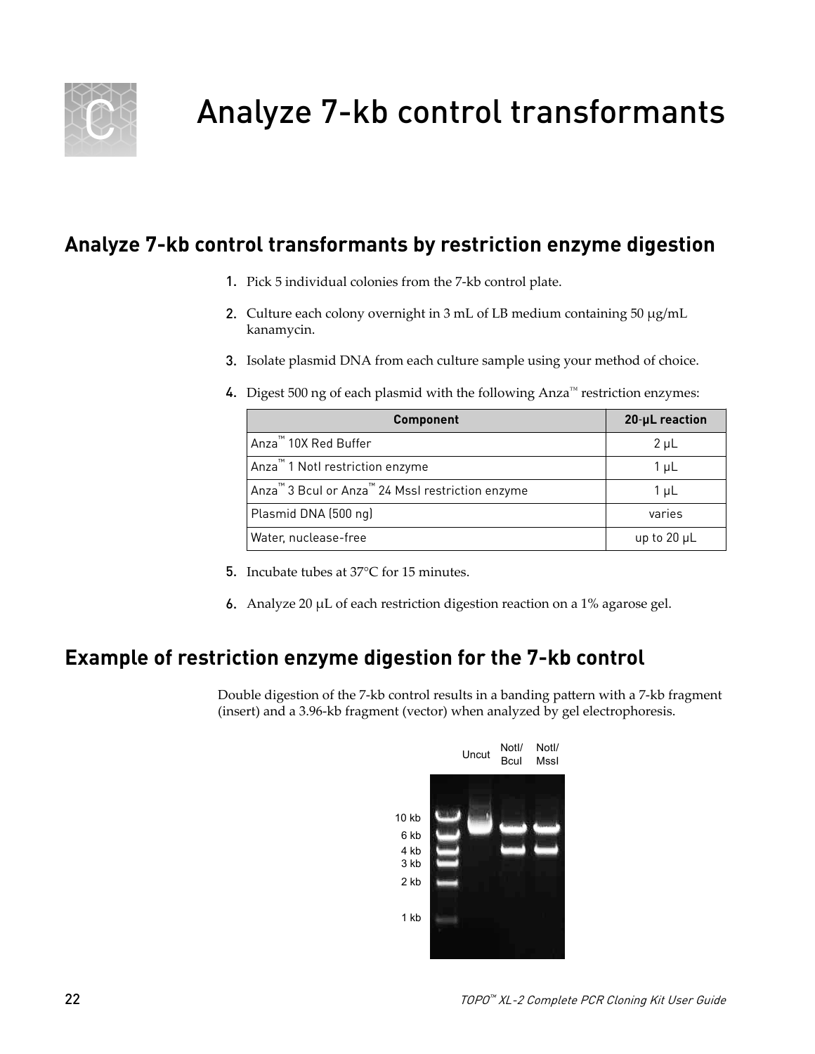# Analyze 7-kb control transformants

## Analyze 7-kb control transformants by restriction enzyme digestion

1. Pick 5 individual colonies from the 7-kb control plate.
2. Culture each colony overnight in 3 mL of LB medium containing 50 µg/mL kanamycin.
3. Isolate plasmid DNA from each culture sample using your method of choice.
4. Digest 500 ng of each plasmid with the following Anza™ restriction enzymes:

| Component | 20-µL reaction |
|---|---|
| Anza™ 10X Red Buffer | 2 µL |
| Anza™ 1 NotI restriction enzyme | 1 µL |
| Anza™ 3 BcuI or Anza™ 24 MssI restriction enzyme | 1 µL |
| Plasmid DNA (500 ng) | varies |
| Water, nuclease-free | up to 20 µL |

5. Incubate tubes at 37°C for 15 minutes.
6. Analyze 20 µL of each restriction digestion reaction on a 1% agarose gel.

## Example of restriction enzyme digestion for the 7-kb control

Double digestion of the 7-kb control results in a banding pattern with a 7-kb fragment (insert) and a 3.96-kb fragment (vector) when analyzed by gel electrophoresis.

Uncut | NotI/BcuI | NotI/MssI

10 kb
6 kb
4 kb
3 kb
2 kb
1 kb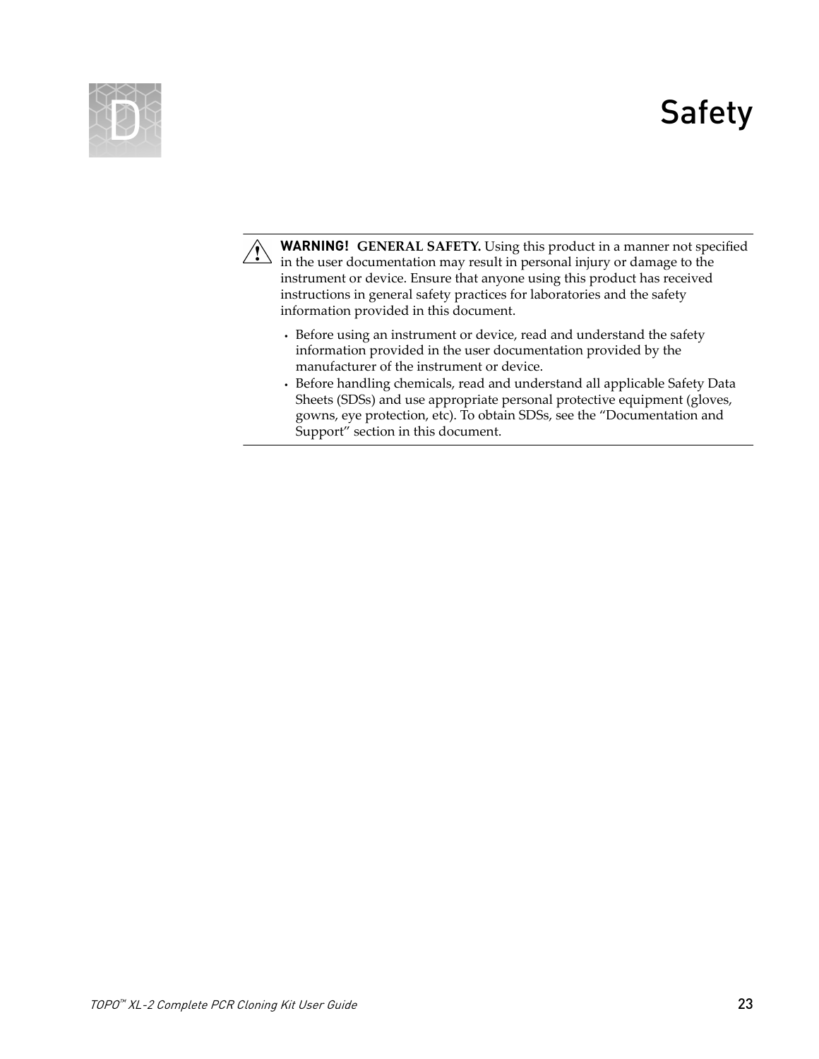# D Safety

**WARNING! GENERAL SAFETY.** Using this product in a manner not specified in the user documentation may result in personal injury or damage to the instrument or device. Ensure that anyone using this product has received instructions in general safety practices for laboratories and the safety information provided in this document.

- Before using an instrument or device, read and understand the safety information provided in the user documentation provided by the manufacturer of the instrument or device.
- Before handling chemicals, read and understand all applicable Safety Data Sheets (SDSs) and use appropriate personal protective equipment (gloves, gowns, eye protection, etc). To obtain SDSs, see the "Documentation and Support" section in this document.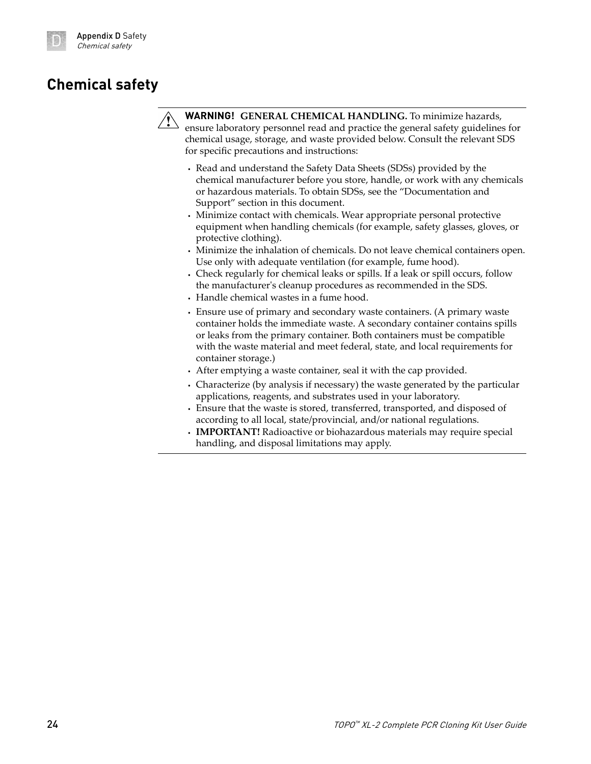## Chemical safety

**WARNING! GENERAL CHEMICAL HANDLING.** To minimize hazards, ensure laboratory personnel read and practice the general safety guidelines for chemical usage, storage, and waste provided below. Consult the relevant SDS for specific precautions and instructions:

- Read and understand the Safety Data Sheets (SDSs) provided by the chemical manufacturer before you store, handle, or work with any chemicals or hazardous materials. To obtain SDSs, see the "Documentation and Support" section in this document.
- Minimize contact with chemicals. Wear appropriate personal protective equipment when handling chemicals (for example, safety glasses, gloves, or protective clothing).
- Minimize the inhalation of chemicals. Do not leave chemical containers open. Use only with adequate ventilation (for example, fume hood).
- Check regularly for chemical leaks or spills. If a leak or spill occurs, follow the manufacturer's cleanup procedures as recommended in the SDS.
- Handle chemical wastes in a fume hood.
- Ensure use of primary and secondary waste containers. (A primary waste container holds the immediate waste. A secondary container contains spills or leaks from the primary container. Both containers must be compatible with the waste material and meet federal, state, and local requirements for container storage.)
- After emptying a waste container, seal it with the cap provided.
- Characterize (by analysis if necessary) the waste generated by the particular applications, reagents, and substrates used in your laboratory.
- Ensure that the waste is stored, transferred, transported, and disposed of according to all local, state/provincial, and/or national regulations.
- **IMPORTANT!** Radioactive or biohazardous materials may require special handling, and disposal limitations may apply.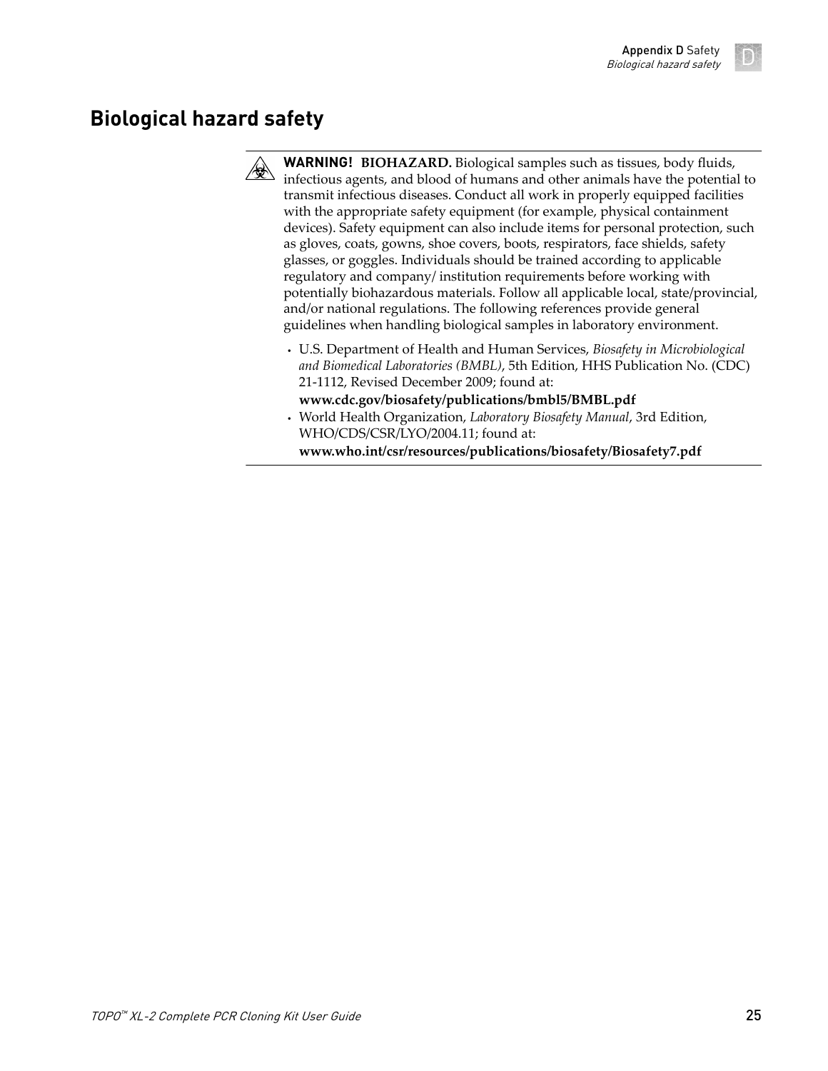## Biological hazard safety

**WARNING! BIOHAZARD.** Biological samples such as tissues, body fluids, infectious agents, and blood of humans and other animals have the potential to transmit infectious diseases. Conduct all work in properly equipped facilities with the appropriate safety equipment (for example, physical containment devices). Safety equipment can also include items for personal protection, such as gloves, coats, gowns, shoe covers, boots, respirators, face shields, safety glasses, or goggles. Individuals should be trained according to applicable regulatory and company/ institution requirements before working with potentially biohazardous materials. Follow all applicable local, state/provincial, and/or national regulations. The following references provide general guidelines when handling biological samples in laboratory environment.

- U.S. Department of Health and Human Services, *Biosafety in Microbiological and Biomedical Laboratories (BMBL)*, 5th Edition, HHS Publication No. (CDC) 21-1112, Revised December 2009; found at:
  **www.cdc.gov/biosafety/publications/bmbl5/BMBL.pdf**
- World Health Organization, *Laboratory Biosafety Manual*, 3rd Edition, WHO/CDS/CSR/LYO/2004.11; found at:
  **www.who.int/csr/resources/publications/biosafety/Biosafety7.pdf**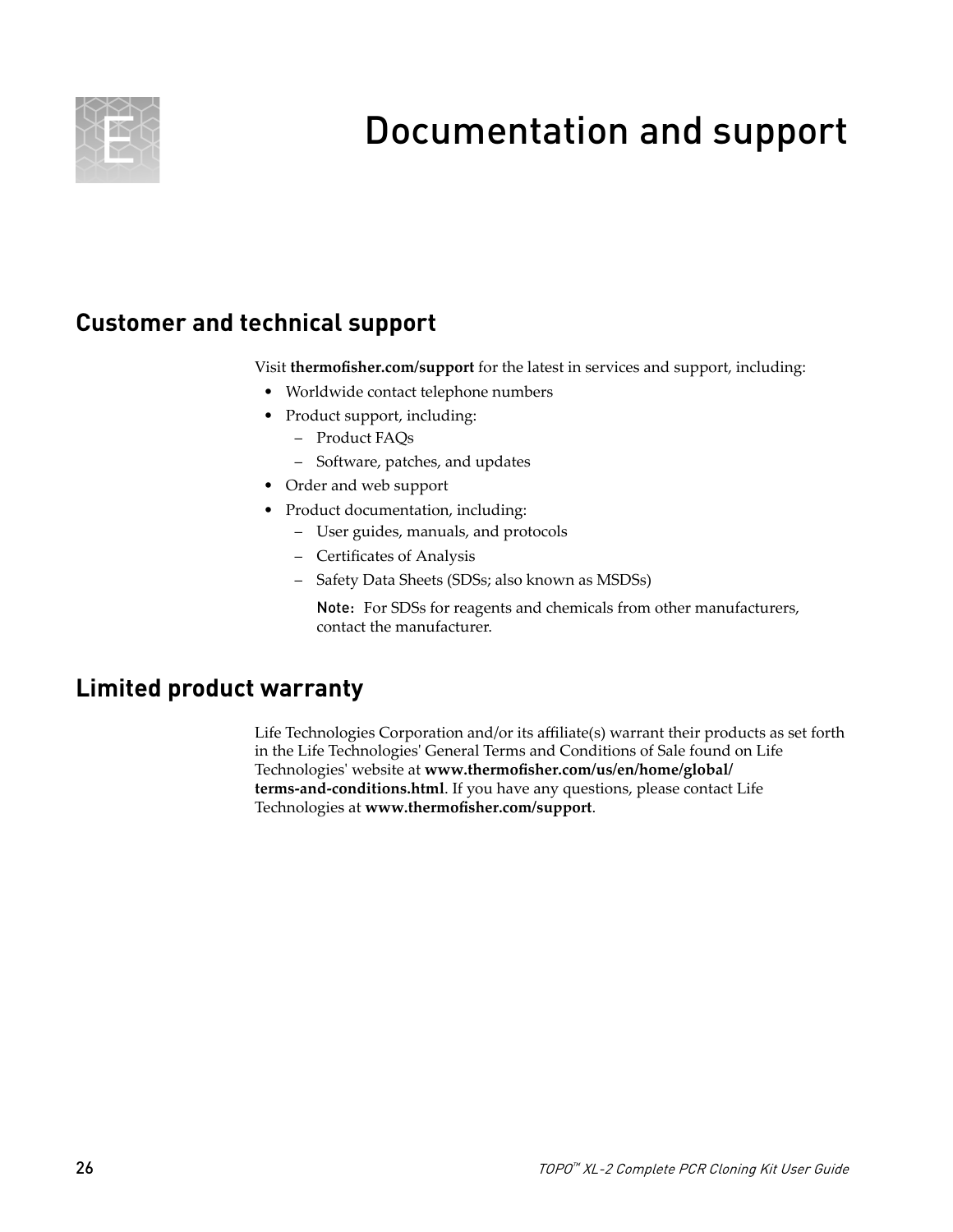# E Documentation and support

## Customer and technical support

Visit **thermofisher.com/support** for the latest in services and support, including:

- Worldwide contact telephone numbers
- Product support, including:
  - Product FAQs
  - Software, patches, and updates
- Order and web support
- Product documentation, including:
  - User guides, manuals, and protocols
  - Certificates of Analysis
  - Safety Data Sheets (SDSs; also known as MSDSs)

    Note: For SDSs for reagents and chemicals from other manufacturers, contact the manufacturer.

## Limited product warranty

Life Technologies Corporation and/or its affiliate(s) warrant their products as set forth in the Life Technologies' General Terms and Conditions of Sale found on Life Technologies' website at **www.thermofisher.com/us/en/home/global/terms-and-conditions.html**. If you have any questions, please contact Life Technologies at **www.thermofisher.com/support**.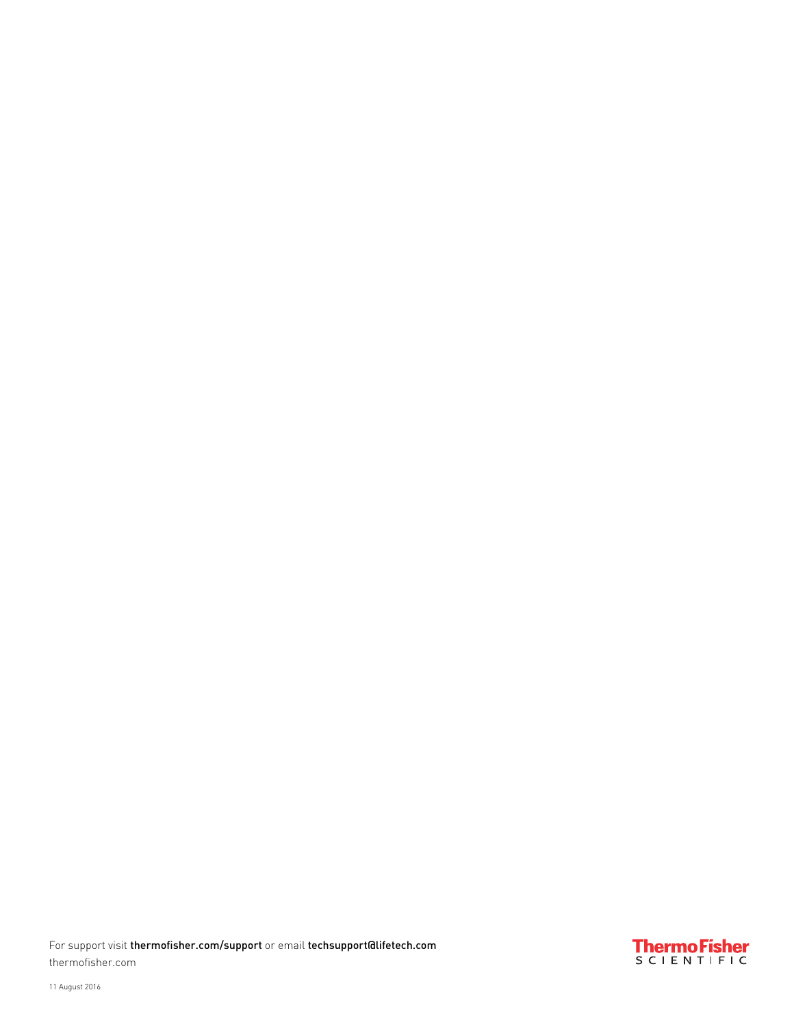For support visit **thermofisher.com/support** or email **techsupport@lifetech.com**

thermofisher.com

11 August 2016

**ThermoFisher**
SCIENTIFIC